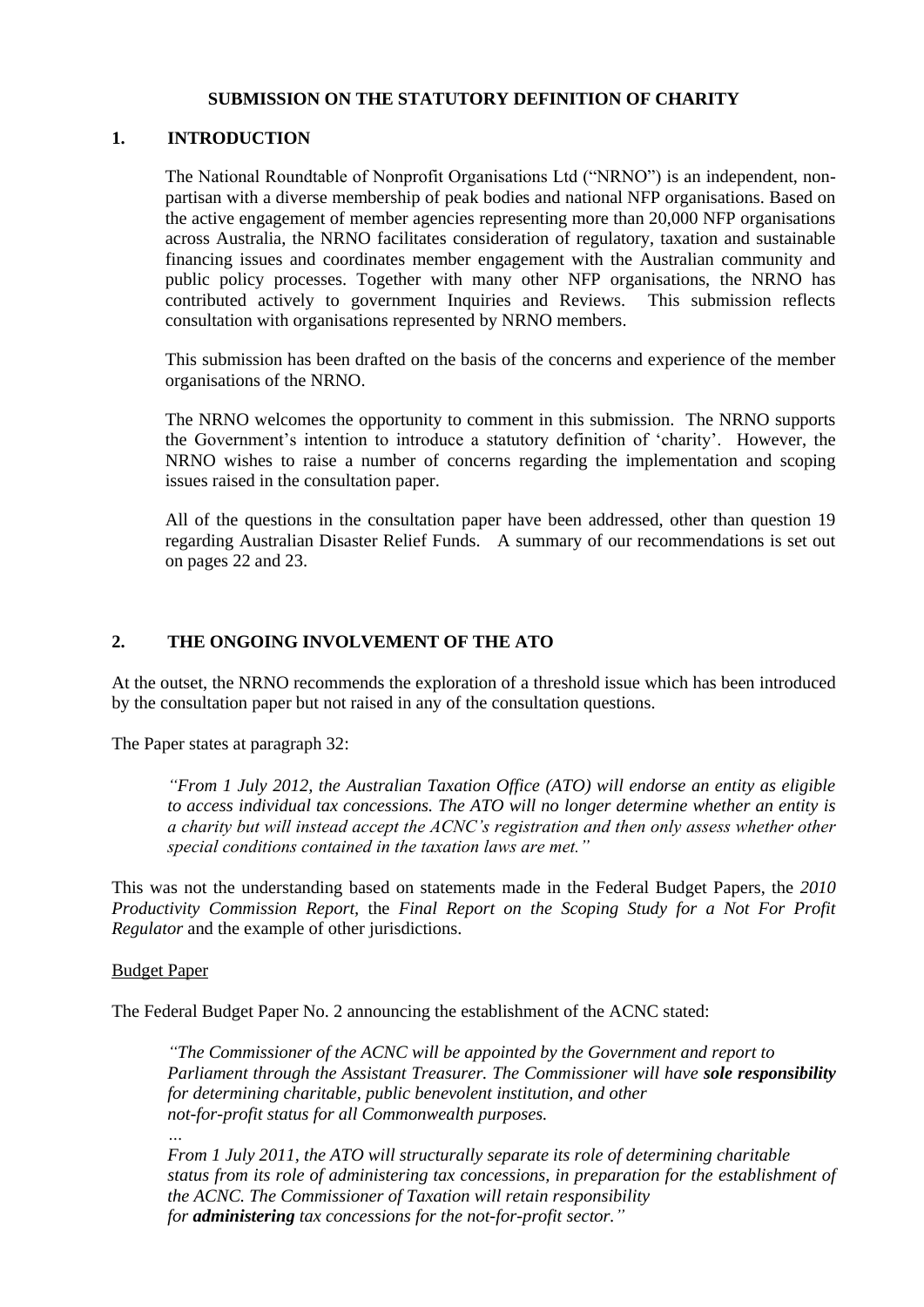# SUBMISSION ON THE STATUTORY DEFINITION OF CHARITY

## 1. INTRODUCTION

The National Roundtable of Nonprofit Organisations Ltd ("NRNO") is an independent, non-partisan with a diverse membership of peak bodies and national NFP organisations. Based on the active engagement of member agencies representing more than 20,000 NFP organisations across Australia, the NRNO facilitates consideration of regulatory, taxation and sustainable financing issues and coordinates member engagement with the Australian community and public policy processes. Together with many other NFP organisations, the NRNO has contributed actively to government Inquiries and Reviews. This submission reflects consultation with organisations represented by NRNO members.

This submission has been drafted on the basis of the concerns and experience of the member organisations of the NRNO.

The NRNO welcomes the opportunity to comment in this submission. The NRNO supports the Government's intention to introduce a statutory definition of 'charity'. However, the NRNO wishes to raise a number of concerns regarding the implementation and scoping issues raised in the consultation paper.

All of the questions in the consultation paper have been addressed, other than question 19 regarding Australian Disaster Relief Funds. A summary of our recommendations is set out on pages 22 and 23.

## 2. THE ONGOING INVOLVEMENT OF THE ATO

At the outset, the NRNO recommends the exploration of a threshold issue which has been introduced by the consultation paper but not raised in any of the consultation questions.

The Paper states at paragraph 32:

> *"From 1 July 2012, the Australian Taxation Office (ATO) will endorse an entity as eligible to access individual tax concessions. The ATO will no longer determine whether an entity is a charity but will instead accept the ACNC's registration and then only assess whether other special conditions contained in the taxation laws are met."*

This was not the understanding based on statements made in the Federal Budget Papers, the *2010 Productivity Commission Report*, the *Final Report on the Scoping Study for a Not For Profit Regulator* and the example of other jurisdictions.

<u>Budget Paper</u>

The Federal Budget Paper No. 2 announcing the establishment of the ACNC stated:

> *"The Commissioner of the ACNC will be appointed by the Government and report to Parliament through the Assistant Treasurer. The Commissioner will have **sole responsibility** for determining charitable, public benevolent institution, and other not-for-profit status for all Commonwealth purposes.*
>
> *...*
>
> *From 1 July 2011, the ATO will structurally separate its role of determining charitable status from its role of administering tax concessions, in preparation for the establishment of the ACNC. The Commissioner of Taxation will retain responsibility for **administering** tax concessions for the not-for-profit sector."*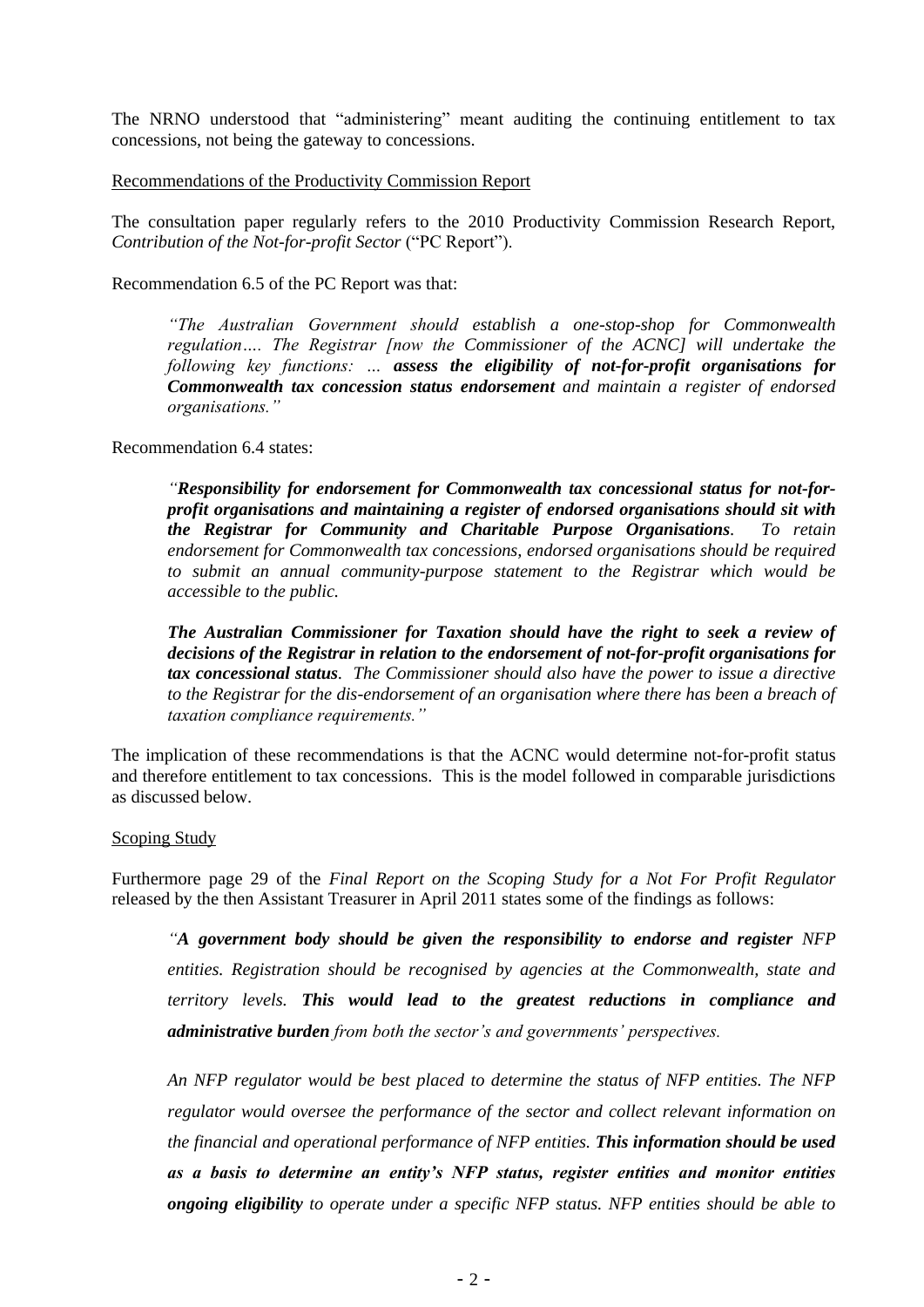The NRNO understood that "administering" meant auditing the continuing entitlement to tax concessions, not being the gateway to concessions.

Recommendations of the Productivity Commission Report

The consultation paper regularly refers to the 2010 Productivity Commission Research Report, *Contribution of the Not-for-profit Sector* ("PC Report").

Recommendation 6.5 of the PC Report was that:

> *"The Australian Government should establish a one-stop-shop for Commonwealth regulation…. The Registrar [now the Commissioner of the ACNC] will undertake the following key functions: … **assess the eligibility of not-for-profit organisations for Commonwealth tax concession status endorsement** and maintain a register of endorsed organisations."*

Recommendation 6.4 states:

> *"**Responsibility for endorsement for Commonwealth tax concessional status for not-for-profit organisations and maintaining a register of endorsed organisations should sit with the Registrar for Community and Charitable Purpose Organisations**. To retain endorsement for Commonwealth tax concessions, endorsed organisations should be required to submit an annual community-purpose statement to the Registrar which would be accessible to the public.*
>
> ***The Australian Commissioner for Taxation should have the right to seek a review of decisions of the Registrar in relation to the endorsement of not-for-profit organisations for tax concessional status**. The Commissioner should also have the power to issue a directive to the Registrar for the dis-endorsement of an organisation where there has been a breach of taxation compliance requirements."*

The implication of these recommendations is that the ACNC would determine not-for-profit status and therefore entitlement to tax concessions. This is the model followed in comparable jurisdictions as discussed below.

Scoping Study

Furthermore page 29 of the *Final Report on the Scoping Study for a Not For Profit Regulator* released by the then Assistant Treasurer in April 2011 states some of the findings as follows:

> *"**A government body should be given the responsibility to endorse and register** NFP entities. Registration should be recognised by agencies at the Commonwealth, state and territory levels. **This would lead to the greatest reductions in compliance and administrative burden** from both the sector's and governments' perspectives.*
>
> *An NFP regulator would be best placed to determine the status of NFP entities. The NFP regulator would oversee the performance of the sector and collect relevant information on the financial and operational performance of NFP entities. **This information should be used as a basis to determine an entity's NFP status, register entities and monitor entities ongoing eligibility** to operate under a specific NFP status. NFP entities should be able to*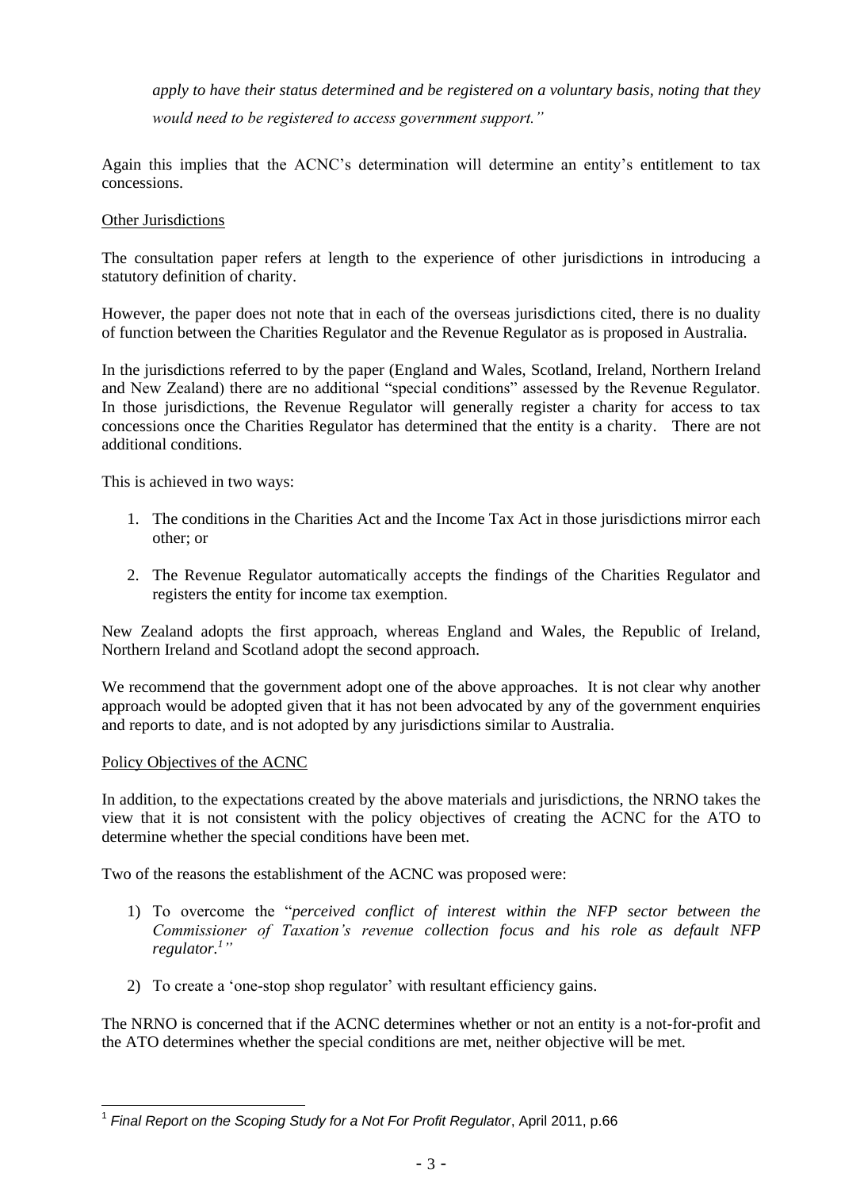*apply to have their status determined and be registered on a voluntary basis, noting that they would need to be registered to access government support."*

Again this implies that the ACNC's determination will determine an entity's entitlement to tax concessions.

Other Jurisdictions

The consultation paper refers at length to the experience of other jurisdictions in introducing a statutory definition of charity.

However, the paper does not note that in each of the overseas jurisdictions cited, there is no duality of function between the Charities Regulator and the Revenue Regulator as is proposed in Australia.

In the jurisdictions referred to by the paper (England and Wales, Scotland, Ireland, Northern Ireland and New Zealand) there are no additional "special conditions" assessed by the Revenue Regulator. In those jurisdictions, the Revenue Regulator will generally register a charity for access to tax concessions once the Charities Regulator has determined that the entity is a charity. There are not additional conditions.

This is achieved in two ways:

1. The conditions in the Charities Act and the Income Tax Act in those jurisdictions mirror each other; or
2. The Revenue Regulator automatically accepts the findings of the Charities Regulator and registers the entity for income tax exemption.

New Zealand adopts the first approach, whereas England and Wales, the Republic of Ireland, Northern Ireland and Scotland adopt the second approach.

We recommend that the government adopt one of the above approaches. It is not clear why another approach would be adopted given that it has not been advocated by any of the government enquiries and reports to date, and is not adopted by any jurisdictions similar to Australia.

Policy Objectives of the ACNC

In addition, to the expectations created by the above materials and jurisdictions, the NRNO takes the view that it is not consistent with the policy objectives of creating the ACNC for the ATO to determine whether the special conditions have been met.

Two of the reasons the establishment of the ACNC was proposed were:

1) To overcome the "*perceived conflict of interest within the NFP sector between the Commissioner of Taxation's revenue collection focus and his role as default NFP regulator.*[1]"
2) To create a 'one-stop shop regulator' with resultant efficiency gains.

The NRNO is concerned that if the ACNC determines whether or not an entity is a not-for-profit and the ATO determines whether the special conditions are met, neither objective will be met.

[1] *Final Report on the Scoping Study for a Not For Profit Regulator*, April 2011, p.66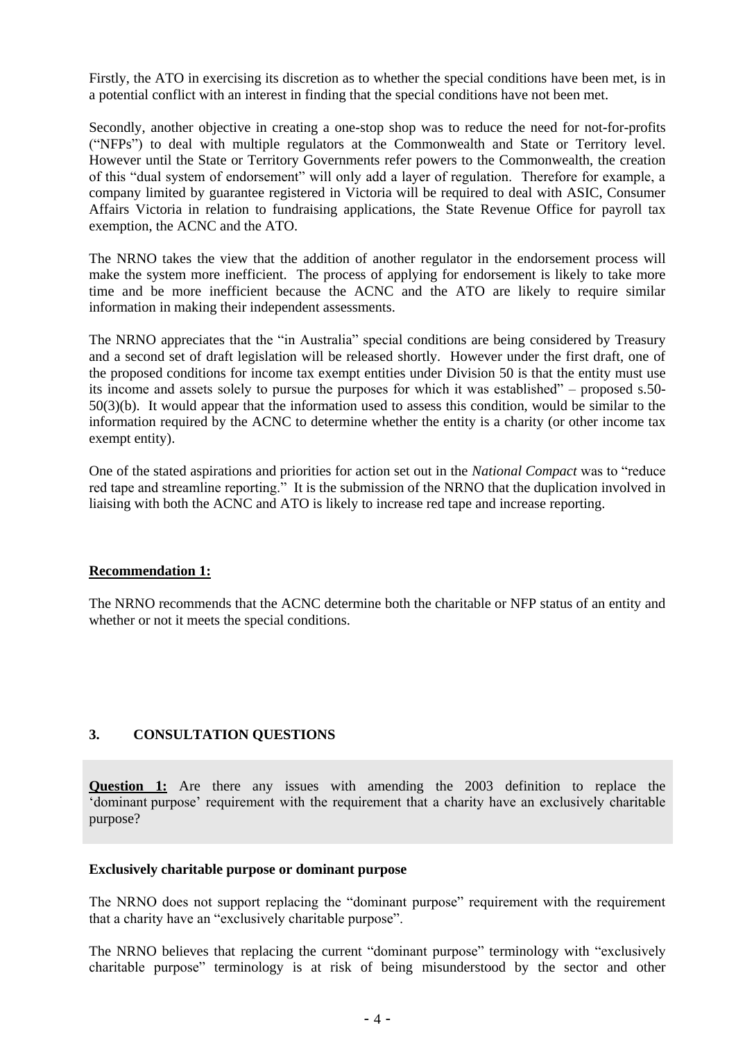Firstly, the ATO in exercising its discretion as to whether the special conditions have been met, is in a potential conflict with an interest in finding that the special conditions have not been met.

Secondly, another objective in creating a one-stop shop was to reduce the need for not-for-profits ("NFPs") to deal with multiple regulators at the Commonwealth and State or Territory level. However until the State or Territory Governments refer powers to the Commonwealth, the creation of this "dual system of endorsement" will only add a layer of regulation. Therefore for example, a company limited by guarantee registered in Victoria will be required to deal with ASIC, Consumer Affairs Victoria in relation to fundraising applications, the State Revenue Office for payroll tax exemption, the ACNC and the ATO.

The NRNO takes the view that the addition of another regulator in the endorsement process will make the system more inefficient. The process of applying for endorsement is likely to take more time and be more inefficient because the ACNC and the ATO are likely to require similar information in making their independent assessments.

The NRNO appreciates that the "in Australia" special conditions are being considered by Treasury and a second set of draft legislation will be released shortly. However under the first draft, one of the proposed conditions for income tax exempt entities under Division 50 is that the entity must use its income and assets solely to pursue the purposes for which it was established" – proposed s.50-50(3)(b). It would appear that the information used to assess this condition, would be similar to the information required by the ACNC to determine whether the entity is a charity (or other income tax exempt entity).

One of the stated aspirations and priorities for action set out in the *National Compact* was to "reduce red tape and streamline reporting." It is the submission of the NRNO that the duplication involved in liaising with both the ACNC and ATO is likely to increase red tape and increase reporting.

**Recommendation 1:**

The NRNO recommends that the ACNC determine both the charitable or NFP status of an entity and whether or not it meets the special conditions.

## 3. CONSULTATION QUESTIONS

> **Question 1:** Are there any issues with amending the 2003 definition to replace the 'dominant purpose' requirement with the requirement that a charity have an exclusively charitable purpose?

**Exclusively charitable purpose or dominant purpose**

The NRNO does not support replacing the "dominant purpose" requirement with the requirement that a charity have an "exclusively charitable purpose".

The NRNO believes that replacing the current "dominant purpose" terminology with "exclusively charitable purpose" terminology is at risk of being misunderstood by the sector and other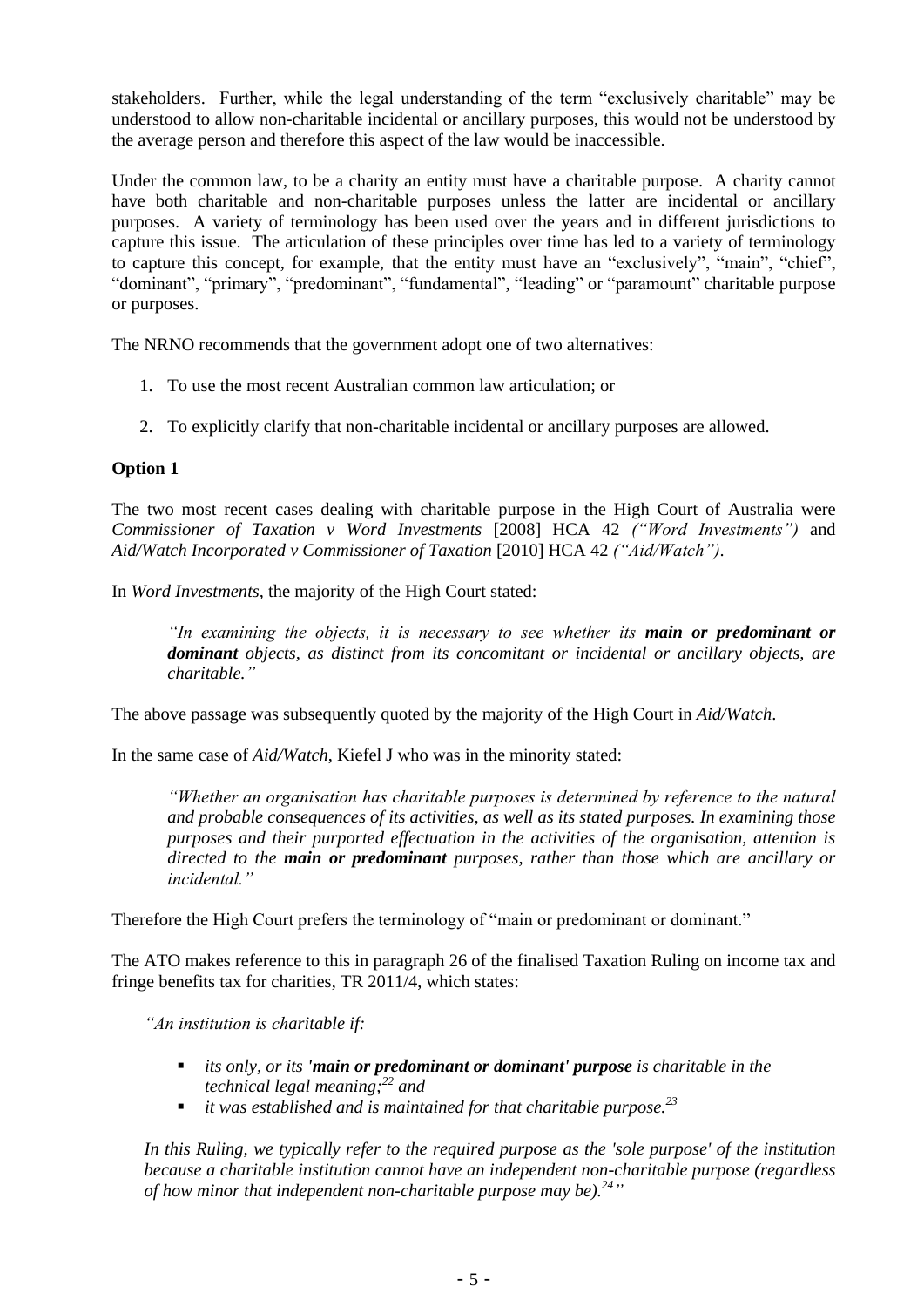stakeholders. Further, while the legal understanding of the term "exclusively charitable" may be understood to allow non-charitable incidental or ancillary purposes, this would not be understood by the average person and therefore this aspect of the law would be inaccessible.

Under the common law, to be a charity an entity must have a charitable purpose. A charity cannot have both charitable and non-charitable purposes unless the latter are incidental or ancillary purposes. A variety of terminology has been used over the years and in different jurisdictions to capture this issue. The articulation of these principles over time has led to a variety of terminology to capture this concept, for example, that the entity must have an "exclusively", "main", "chief", "dominant", "primary", "predominant", "fundamental", "leading" or "paramount" charitable purpose or purposes.

The NRNO recommends that the government adopt one of two alternatives:

1. To use the most recent Australian common law articulation; or
2. To explicitly clarify that non-charitable incidental or ancillary purposes are allowed.

**Option 1**

The two most recent cases dealing with charitable purpose in the High Court of Australia were *Commissioner of Taxation v Word Investments* [2008] HCA 42 *("Word Investments")* and *Aid/Watch Incorporated v Commissioner of Taxation* [2010] HCA 42 *("Aid/Watch")*.

In *Word Investments*, the majority of the High Court stated:

> *"In examining the objects, it is necessary to see whether its* ***main or predominant or dominant*** *objects, as distinct from its concomitant or incidental or ancillary objects, are charitable."*

The above passage was subsequently quoted by the majority of the High Court in *Aid/Watch*.

In the same case of *Aid/Watch*, Kiefel J who was in the minority stated:

> *"Whether an organisation has charitable purposes is determined by reference to the natural and probable consequences of its activities, as well as its stated purposes. In examining those purposes and their purported effectuation in the activities of the organisation, attention is directed to the* ***main or predominant*** *purposes, rather than those which are ancillary or incidental."*

Therefore the High Court prefers the terminology of "main or predominant or dominant."

The ATO makes reference to this in paragraph 26 of the finalised Taxation Ruling on income tax and fringe benefits tax for charities, TR 2011/4, which states:

> *"An institution is charitable if:*
>
> - *its only, or its* ***'main or predominant or dominant' purpose*** *is charitable in the technical legal meaning;[22] and*
> - *it was established and is maintained for that charitable purpose.[23]*
>
> *In this Ruling, we typically refer to the required purpose as the 'sole purpose' of the institution because a charitable institution cannot have an independent non-charitable purpose (regardless of how minor that independent non-charitable purpose may be).[24]"*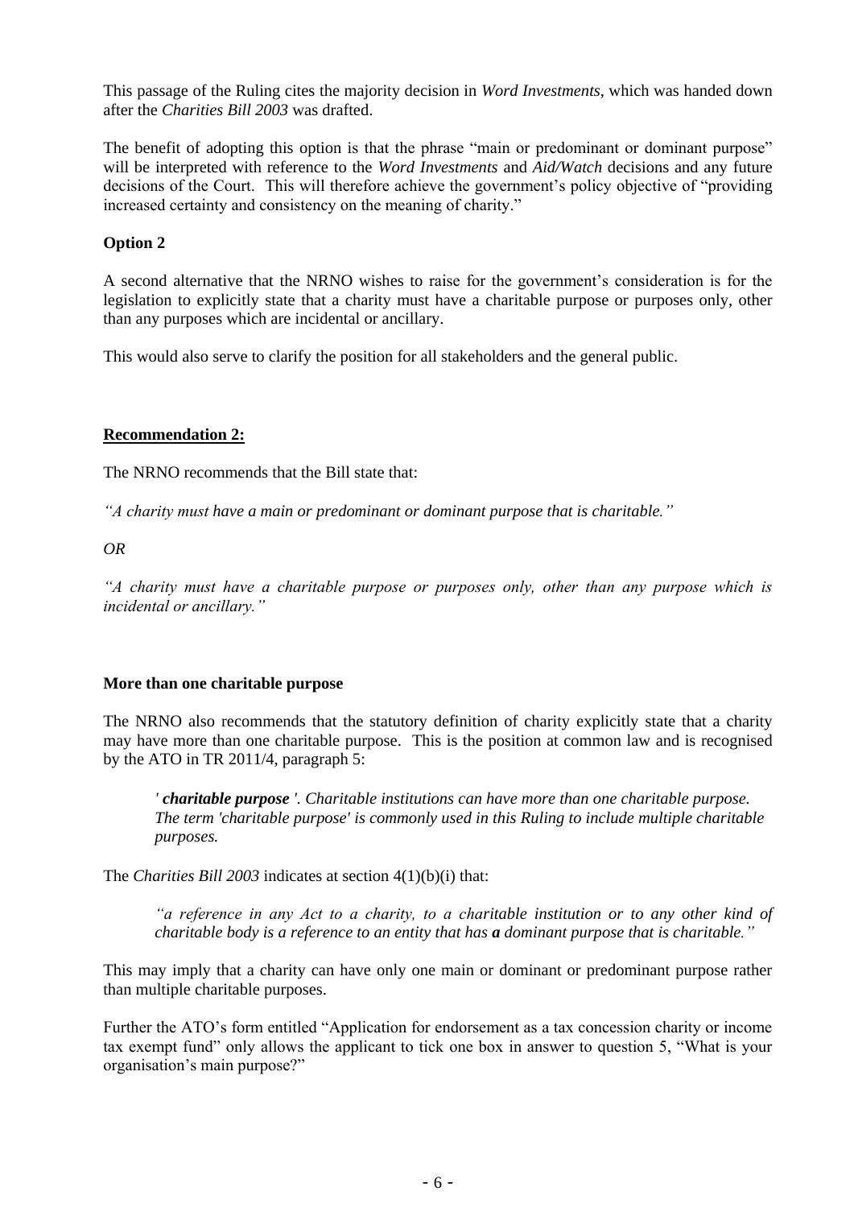This passage of the Ruling cites the majority decision in *Word Investments*, which was handed down after the *Charities Bill 2003* was drafted.

The benefit of adopting this option is that the phrase "main or predominant or dominant purpose" will be interpreted with reference to the *Word Investments* and *Aid/Watch* decisions and any future decisions of the Court. This will therefore achieve the government's policy objective of "providing increased certainty and consistency on the meaning of charity."

**Option 2**

A second alternative that the NRNO wishes to raise for the government's consideration is for the legislation to explicitly state that a charity must have a charitable purpose or purposes only, other than any purposes which are incidental or ancillary.

This would also serve to clarify the position for all stakeholders and the general public.

**Recommendation 2:**

The NRNO recommends that the Bill state that:

*"A charity must have a main or predominant or dominant purpose that is charitable."*

*OR*

*"A charity must have a charitable purpose or purposes only, other than any purpose which is incidental or ancillary."*

**More than one charitable purpose**

The NRNO also recommends that the statutory definition of charity explicitly state that a charity may have more than one charitable purpose. This is the position at common law and is recognised by the ATO in TR 2011/4, paragraph 5:

> *' **charitable purpose** '. Charitable institutions can have more than one charitable purpose. The term 'charitable purpose' is commonly used in this Ruling to include multiple charitable purposes.*

The *Charities Bill 2003* indicates at section 4(1)(b)(i) that:

> *"a reference in any Act to a charity, to a charitable institution or to any other kind of charitable body is a reference to an entity that has **a** dominant purpose that is charitable."*

This may imply that a charity can have only one main or dominant or predominant purpose rather than multiple charitable purposes.

Further the ATO's form entitled "Application for endorsement as a tax concession charity or income tax exempt fund" only allows the applicant to tick one box in answer to question 5, "What is your organisation's main purpose?"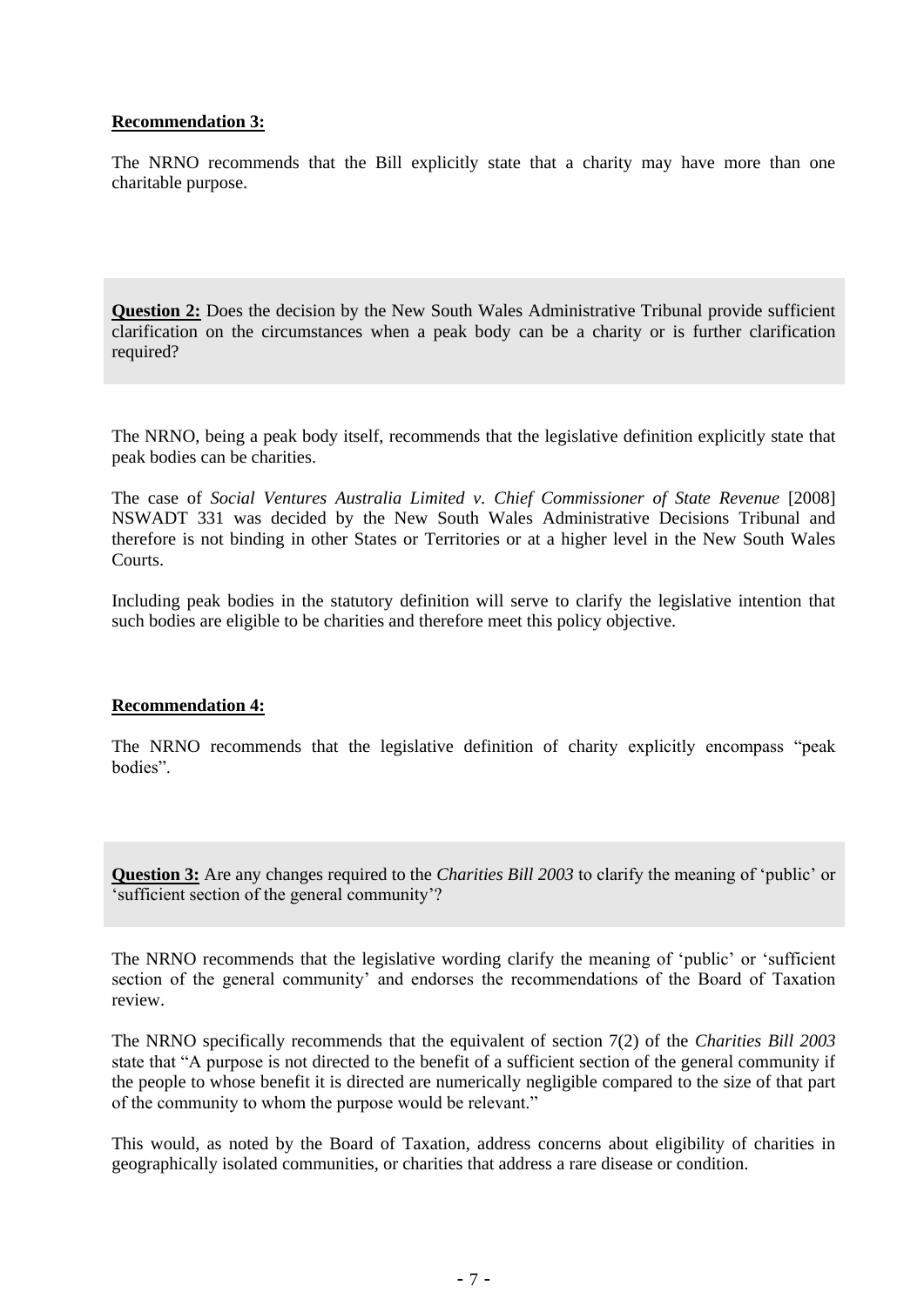**Recommendation 3:**

The NRNO recommends that the Bill explicitly state that a charity may have more than one charitable purpose.

**Question 2:** Does the decision by the New South Wales Administrative Tribunal provide sufficient clarification on the circumstances when a peak body can be a charity or is further clarification required?

The NRNO, being a peak body itself, recommends that the legislative definition explicitly state that peak bodies can be charities.

The case of *Social Ventures Australia Limited v. Chief Commissioner of State Revenue* [2008] NSWADT 331 was decided by the New South Wales Administrative Decisions Tribunal and therefore is not binding in other States or Territories or at a higher level in the New South Wales Courts.

Including peak bodies in the statutory definition will serve to clarify the legislative intention that such bodies are eligible to be charities and therefore meet this policy objective.

**Recommendation 4:**

The NRNO recommends that the legislative definition of charity explicitly encompass "peak bodies".

**Question 3:** Are any changes required to the *Charities Bill 2003* to clarify the meaning of 'public' or 'sufficient section of the general community'?

The NRNO recommends that the legislative wording clarify the meaning of 'public' or 'sufficient section of the general community' and endorses the recommendations of the Board of Taxation review.

The NRNO specifically recommends that the equivalent of section 7(2) of the *Charities Bill 2003* state that "A purpose is not directed to the benefit of a sufficient section of the general community if the people to whose benefit it is directed are numerically negligible compared to the size of that part of the community to whom the purpose would be relevant."

This would, as noted by the Board of Taxation, address concerns about eligibility of charities in geographically isolated communities, or charities that address a rare disease or condition.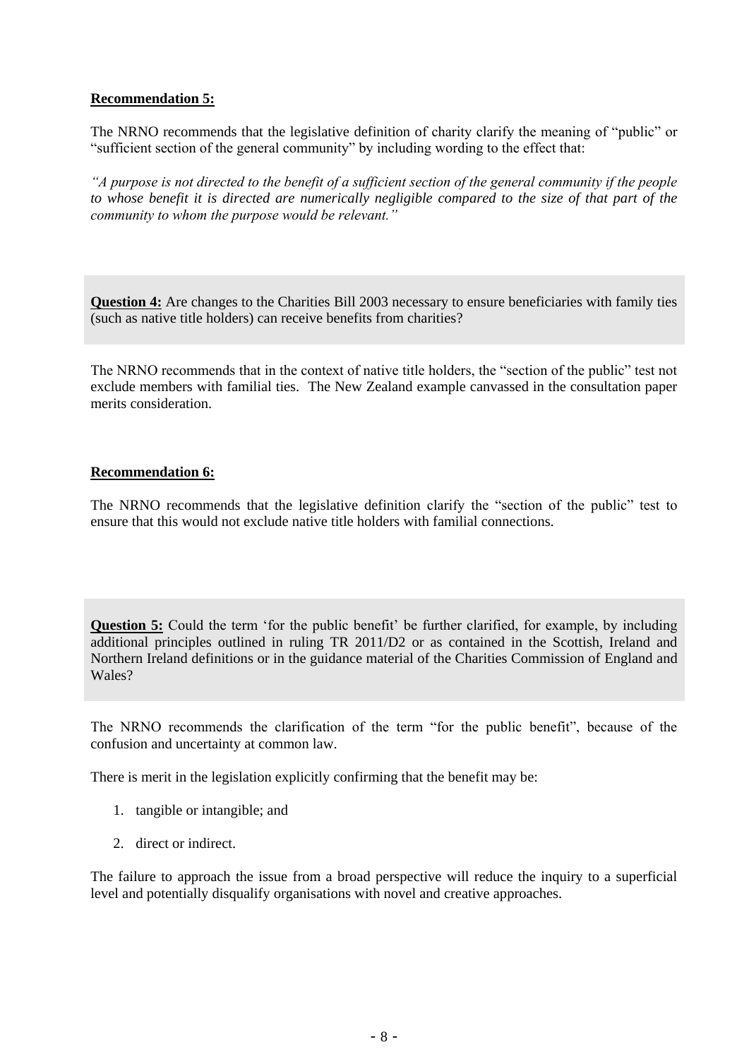**<u>Recommendation 5:</u>**

The NRNO recommends that the legislative definition of charity clarify the meaning of "public" or "sufficient section of the general community" by including wording to the effect that:

*"A purpose is not directed to the benefit of a sufficient section of the general community if the people to whose benefit it is directed are numerically negligible compared to the size of that part of the community to whom the purpose would be relevant."*

**<u>Question 4:</u>** Are changes to the Charities Bill 2003 necessary to ensure beneficiaries with family ties (such as native title holders) can receive benefits from charities?

The NRNO recommends that in the context of native title holders, the "section of the public" test not exclude members with familial ties. The New Zealand example canvassed in the consultation paper merits consideration.

**<u>Recommendation 6:</u>**

The NRNO recommends that the legislative definition clarify the "section of the public" test to ensure that this would not exclude native title holders with familial connections.

**<u>Question 5:</u>** Could the term 'for the public benefit' be further clarified, for example, by including additional principles outlined in ruling TR 2011/D2 or as contained in the Scottish, Ireland and Northern Ireland definitions or in the guidance material of the Charities Commission of England and Wales?

The NRNO recommends the clarification of the term "for the public benefit", because of the confusion and uncertainty at common law.

There is merit in the legislation explicitly confirming that the benefit may be:

1. tangible or intangible; and
2. direct or indirect.

The failure to approach the issue from a broad perspective will reduce the inquiry to a superficial level and potentially disqualify organisations with novel and creative approaches.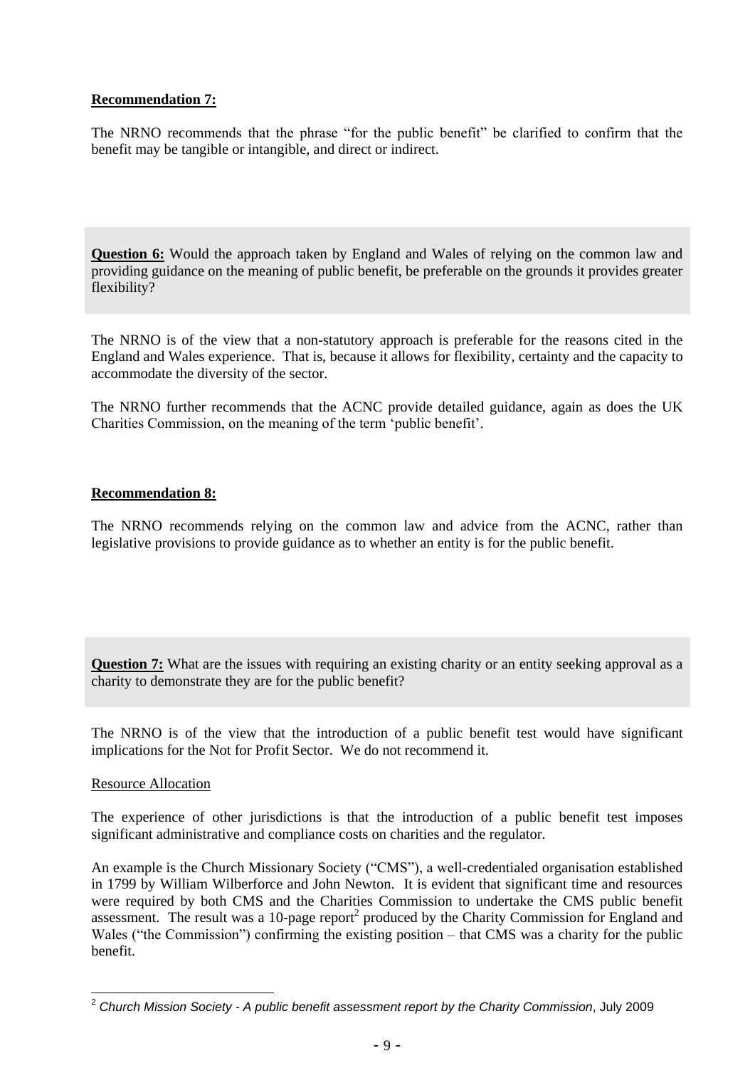**Recommendation 7:**

The NRNO recommends that the phrase "for the public benefit" be clarified to confirm that the benefit may be tangible or intangible, and direct or indirect.

**Question 6:** Would the approach taken by England and Wales of relying on the common law and providing guidance on the meaning of public benefit, be preferable on the grounds it provides greater flexibility?

The NRNO is of the view that a non-statutory approach is preferable for the reasons cited in the England and Wales experience. That is, because it allows for flexibility, certainty and the capacity to accommodate the diversity of the sector.

The NRNO further recommends that the ACNC provide detailed guidance, again as does the UK Charities Commission, on the meaning of the term 'public benefit'.

**Recommendation 8:**

The NRNO recommends relying on the common law and advice from the ACNC, rather than legislative provisions to provide guidance as to whether an entity is for the public benefit.

**Question 7:** What are the issues with requiring an existing charity or an entity seeking approval as a charity to demonstrate they are for the public benefit?

The NRNO is of the view that the introduction of a public benefit test would have significant implications for the Not for Profit Sector. We do not recommend it.

Resource Allocation

The experience of other jurisdictions is that the introduction of a public benefit test imposes significant administrative and compliance costs on charities and the regulator.

An example is the Church Missionary Society ("CMS"), a well-credentialed organisation established in 1799 by William Wilberforce and John Newton. It is evident that significant time and resources were required by both CMS and the Charities Commission to undertake the CMS public benefit assessment. The result was a 10-page report[2] produced by the Charity Commission for England and Wales ("the Commission") confirming the existing position – that CMS was a charity for the public benefit.

[2] *Church Mission Society - A public benefit assessment report by the Charity Commission*, July 2009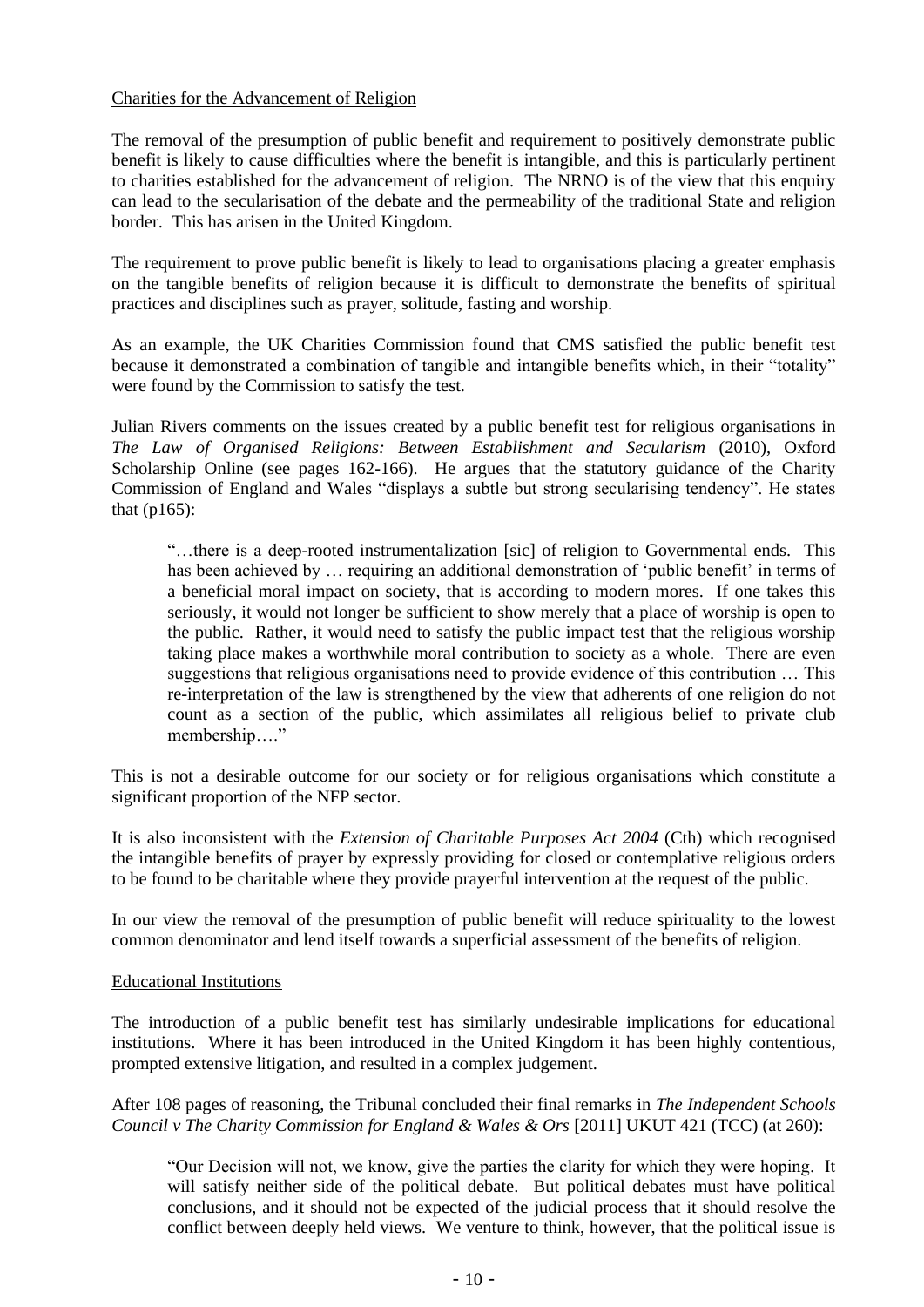Charities for the Advancement of Religion

The removal of the presumption of public benefit and requirement to positively demonstrate public benefit is likely to cause difficulties where the benefit is intangible, and this is particularly pertinent to charities established for the advancement of religion. The NRNO is of the view that this enquiry can lead to the secularisation of the debate and the permeability of the traditional State and religion border. This has arisen in the United Kingdom.

The requirement to prove public benefit is likely to lead to organisations placing a greater emphasis on the tangible benefits of religion because it is difficult to demonstrate the benefits of spiritual practices and disciplines such as prayer, solitude, fasting and worship.

As an example, the UK Charities Commission found that CMS satisfied the public benefit test because it demonstrated a combination of tangible and intangible benefits which, in their "totality" were found by the Commission to satisfy the test.

Julian Rivers comments on the issues created by a public benefit test for religious organisations in *The Law of Organised Religions: Between Establishment and Secularism* (2010), Oxford Scholarship Online (see pages 162-166). He argues that the statutory guidance of the Charity Commission of England and Wales "displays a subtle but strong secularising tendency". He states that (p165):

> "…there is a deep-rooted instrumentalization [sic] of religion to Governmental ends. This has been achieved by … requiring an additional demonstration of 'public benefit' in terms of a beneficial moral impact on society, that is according to modern mores. If one takes this seriously, it would not longer be sufficient to show merely that a place of worship is open to the public. Rather, it would need to satisfy the public impact test that the religious worship taking place makes a worthwhile moral contribution to society as a whole. There are even suggestions that religious organisations need to provide evidence of this contribution … This re-interpretation of the law is strengthened by the view that adherents of one religion do not count as a section of the public, which assimilates all religious belief to private club membership…."

This is not a desirable outcome for our society or for religious organisations which constitute a significant proportion of the NFP sector.

It is also inconsistent with the *Extension of Charitable Purposes Act 2004* (Cth) which recognised the intangible benefits of prayer by expressly providing for closed or contemplative religious orders to be found to be charitable where they provide prayerful intervention at the request of the public.

In our view the removal of the presumption of public benefit will reduce spirituality to the lowest common denominator and lend itself towards a superficial assessment of the benefits of religion.

Educational Institutions

The introduction of a public benefit test has similarly undesirable implications for educational institutions. Where it has been introduced in the United Kingdom it has been highly contentious, prompted extensive litigation, and resulted in a complex judgement.

After 108 pages of reasoning, the Tribunal concluded their final remarks in *The Independent Schools Council v The Charity Commission for England & Wales & Ors* [2011] UKUT 421 (TCC) (at 260):

> "Our Decision will not, we know, give the parties the clarity for which they were hoping. It will satisfy neither side of the political debate. But political debates must have political conclusions, and it should not be expected of the judicial process that it should resolve the conflict between deeply held views. We venture to think, however, that the political issue is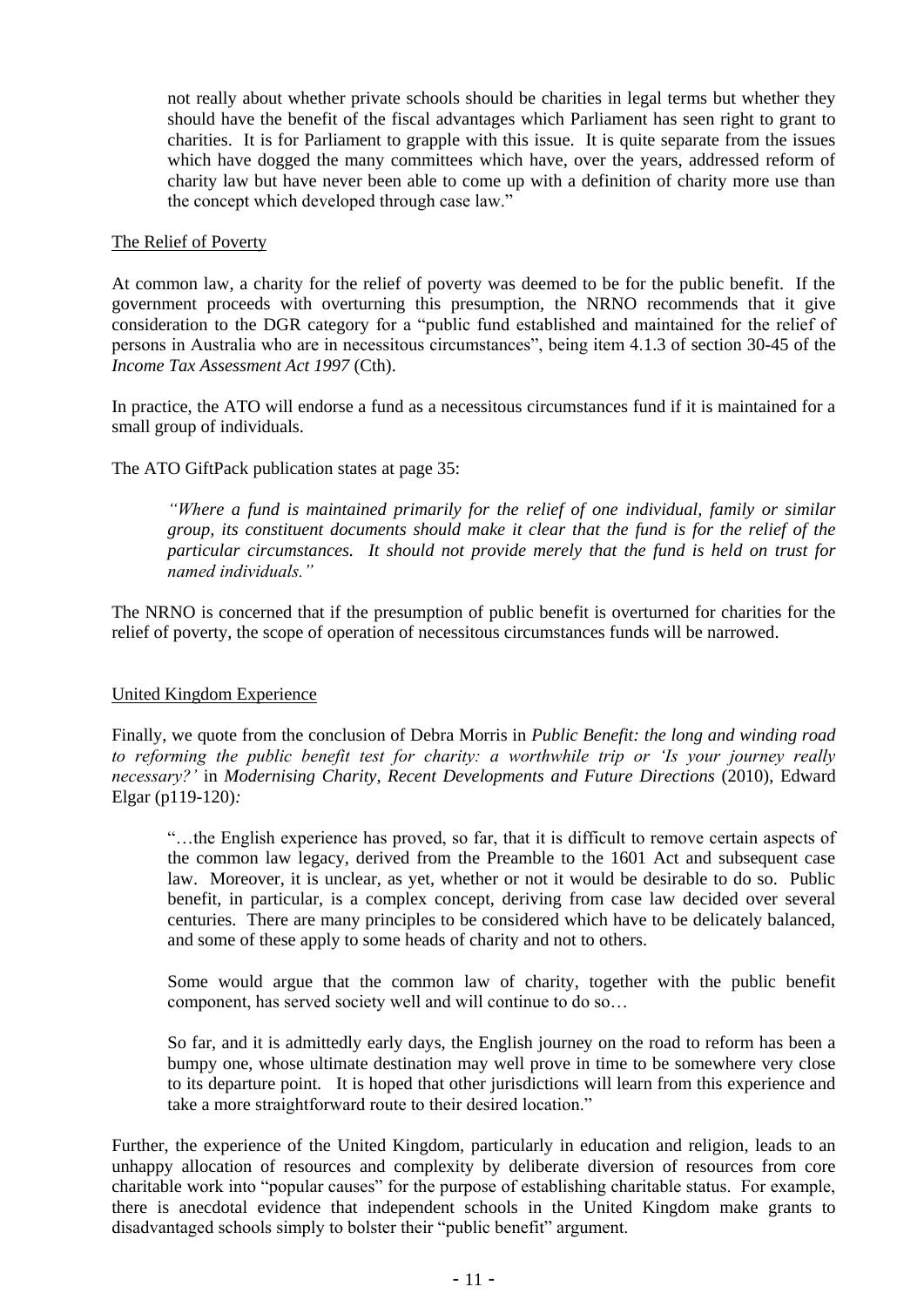> not really about whether private schools should be charities in legal terms but whether they should have the benefit of the fiscal advantages which Parliament has seen right to grant to charities. It is for Parliament to grapple with this issue. It is quite separate from the issues which have dogged the many committees which have, over the years, addressed reform of charity law but have never been able to come up with a definition of charity more use than the concept which developed through case law."

## The Relief of Poverty

At common law, a charity for the relief of poverty was deemed to be for the public benefit. If the government proceeds with overturning this presumption, the NRNO recommends that it give consideration to the DGR category for a "public fund established and maintained for the relief of persons in Australia who are in necessitous circumstances", being item 4.1.3 of section 30-45 of the *Income Tax Assessment Act 1997* (Cth).

In practice, the ATO will endorse a fund as a necessitous circumstances fund if it is maintained for a small group of individuals.

The ATO GiftPack publication states at page 35:

> *"Where a fund is maintained primarily for the relief of one individual, family or similar group, its constituent documents should make it clear that the fund is for the relief of the particular circumstances. It should not provide merely that the fund is held on trust for named individuals."*

The NRNO is concerned that if the presumption of public benefit is overturned for charities for the relief of poverty, the scope of operation of necessitous circumstances funds will be narrowed.

## United Kingdom Experience

Finally, we quote from the conclusion of Debra Morris in *Public Benefit: the long and winding road to reforming the public benefit test for charity: a worthwhile trip or 'Is your journey really necessary?'* in *Modernising Charity, Recent Developments and Future Directions* (2010), Edward Elgar (p119-120):

> "…the English experience has proved, so far, that it is difficult to remove certain aspects of the common law legacy, derived from the Preamble to the 1601 Act and subsequent case law. Moreover, it is unclear, as yet, whether or not it would be desirable to do so. Public benefit, in particular, is a complex concept, deriving from case law decided over several centuries. There are many principles to be considered which have to be delicately balanced, and some of these apply to some heads of charity and not to others.
>
> Some would argue that the common law of charity, together with the public benefit component, has served society well and will continue to do so…
>
> So far, and it is admittedly early days, the English journey on the road to reform has been a bumpy one, whose ultimate destination may well prove in time to be somewhere very close to its departure point. It is hoped that other jurisdictions will learn from this experience and take a more straightforward route to their desired location."

Further, the experience of the United Kingdom, particularly in education and religion, leads to an unhappy allocation of resources and complexity by deliberate diversion of resources from core charitable work into "popular causes" for the purpose of establishing charitable status. For example, there is anecdotal evidence that independent schools in the United Kingdom make grants to disadvantaged schools simply to bolster their "public benefit" argument.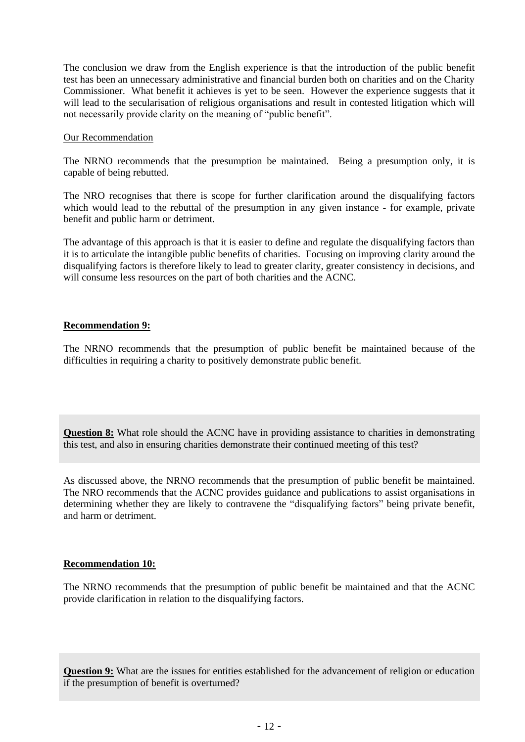The conclusion we draw from the English experience is that the introduction of the public benefit test has been an unnecessary administrative and financial burden both on charities and on the Charity Commissioner. What benefit it achieves is yet to be seen. However the experience suggests that it will lead to the secularisation of religious organisations and result in contested litigation which will not necessarily provide clarity on the meaning of "public benefit".

<u>Our Recommendation</u>

The NRNO recommends that the presumption be maintained. Being a presumption only, it is capable of being rebutted.

The NRO recognises that there is scope for further clarification around the disqualifying factors which would lead to the rebuttal of the presumption in any given instance - for example, private benefit and public harm or detriment.

The advantage of this approach is that it is easier to define and regulate the disqualifying factors than it is to articulate the intangible public benefits of charities. Focusing on improving clarity around the disqualifying factors is therefore likely to lead to greater clarity, greater consistency in decisions, and will consume less resources on the part of both charities and the ACNC.

**<u>Recommendation 9:</u>**

The NRNO recommends that the presumption of public benefit be maintained because of the difficulties in requiring a charity to positively demonstrate public benefit.

**<u>Question 8:</u>** What role should the ACNC have in providing assistance to charities in demonstrating this test, and also in ensuring charities demonstrate their continued meeting of this test?

As discussed above, the NRNO recommends that the presumption of public benefit be maintained. The NRO recommends that the ACNC provides guidance and publications to assist organisations in determining whether they are likely to contravene the "disqualifying factors" being private benefit, and harm or detriment.

**<u>Recommendation 10:</u>**

The NRNO recommends that the presumption of public benefit be maintained and that the ACNC provide clarification in relation to the disqualifying factors.

**<u>Question 9:</u>** What are the issues for entities established for the advancement of religion or education if the presumption of benefit is overturned?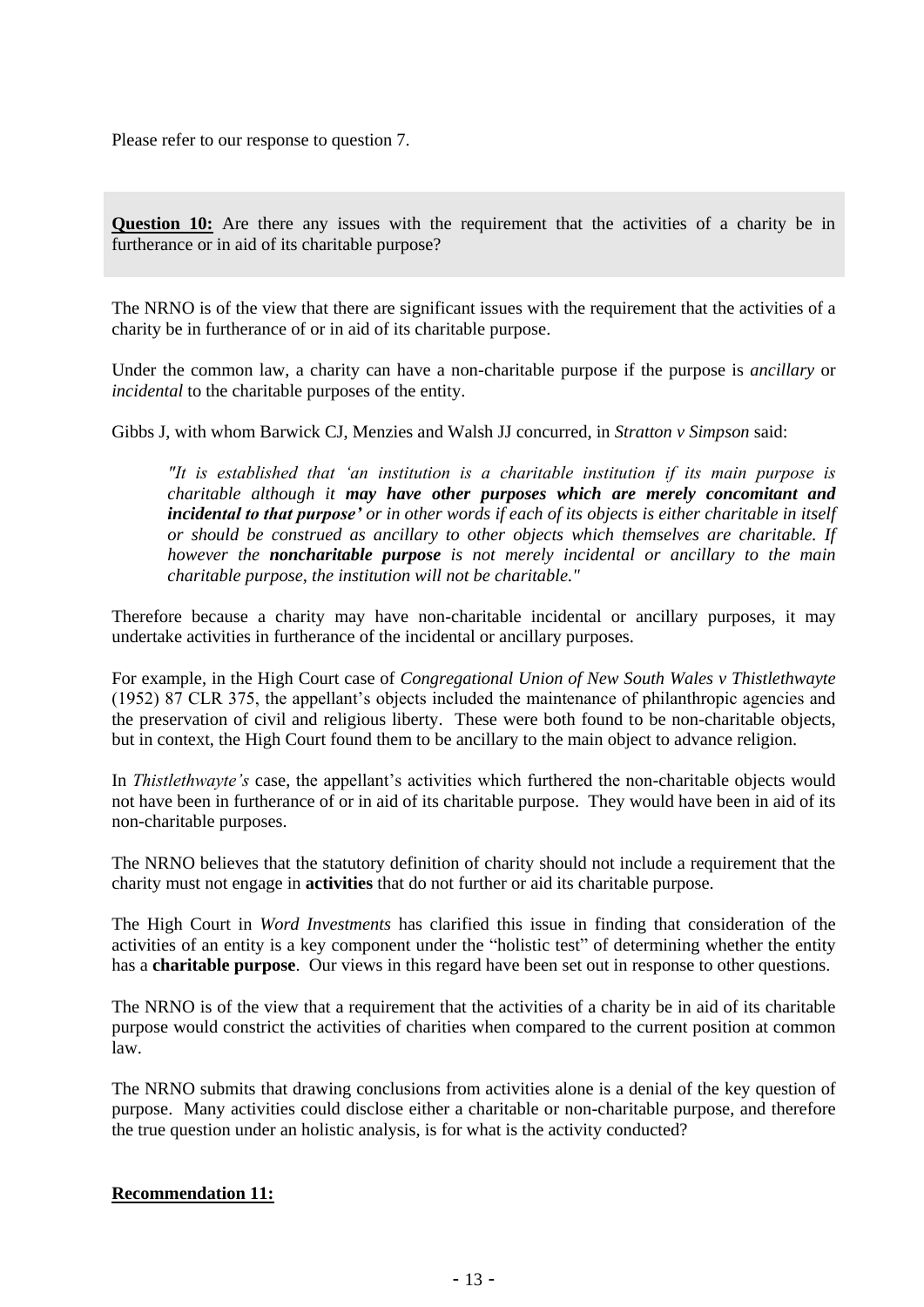Please refer to our response to question 7.

**Question 10:** Are there any issues with the requirement that the activities of a charity be in furtherance or in aid of its charitable purpose?

The NRNO is of the view that there are significant issues with the requirement that the activities of a charity be in furtherance of or in aid of its charitable purpose.

Under the common law, a charity can have a non-charitable purpose if the purpose is *ancillary* or *incidental* to the charitable purposes of the entity.

Gibbs J, with whom Barwick CJ, Menzies and Walsh JJ concurred, in *Stratton v Simpson* said:

> *"It is established that 'an institution is a charitable institution if its main purpose is charitable although it* ***may have other purposes which are merely concomitant and incidental to that purpose'*** *or in other words if each of its objects is either charitable in itself or should be construed as ancillary to other objects which themselves are charitable. If however the* ***noncharitable purpose*** *is not merely incidental or ancillary to the main charitable purpose, the institution will not be charitable."*

Therefore because a charity may have non-charitable incidental or ancillary purposes, it may undertake activities in furtherance of the incidental or ancillary purposes.

For example, in the High Court case of *Congregational Union of New South Wales v Thistlethwayte* (1952) 87 CLR 375, the appellant's objects included the maintenance of philanthropic agencies and the preservation of civil and religious liberty. These were both found to be non-charitable objects, but in context, the High Court found them to be ancillary to the main object to advance religion.

In *Thistlethwayte's* case, the appellant's activities which furthered the non-charitable objects would not have been in furtherance of or in aid of its charitable purpose. They would have been in aid of its non-charitable purposes.

The NRNO believes that the statutory definition of charity should not include a requirement that the charity must not engage in **activities** that do not further or aid its charitable purpose.

The High Court in *Word Investments* has clarified this issue in finding that consideration of the activities of an entity is a key component under the "holistic test" of determining whether the entity has a **charitable purpose**. Our views in this regard have been set out in response to other questions.

The NRNO is of the view that a requirement that the activities of a charity be in aid of its charitable purpose would constrict the activities of charities when compared to the current position at common law.

The NRNO submits that drawing conclusions from activities alone is a denial of the key question of purpose. Many activities could disclose either a charitable or non-charitable purpose, and therefore the true question under an holistic analysis, is for what is the activity conducted?

**Recommendation 11:**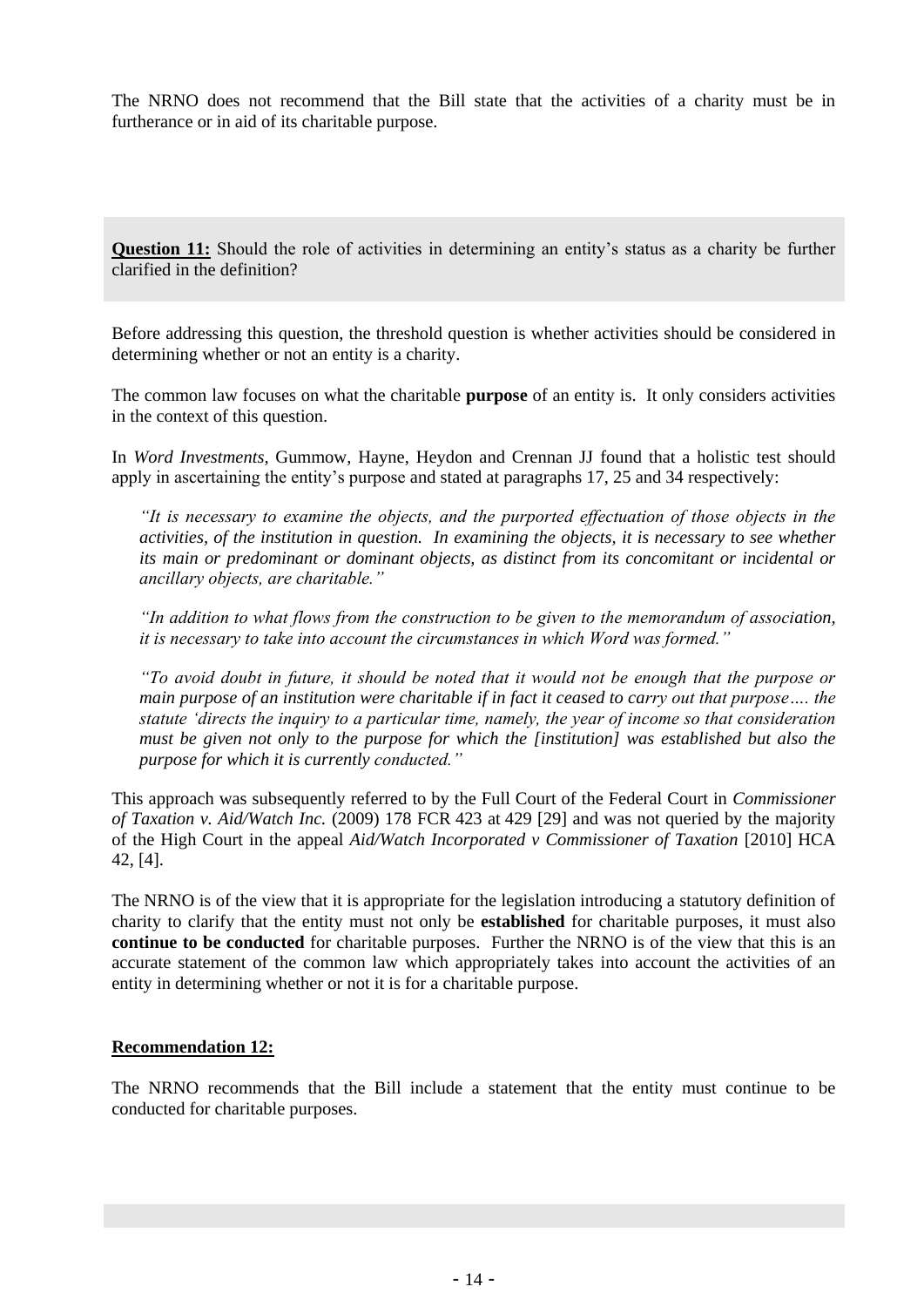The NRNO does not recommend that the Bill state that the activities of a charity must be in furtherance or in aid of its charitable purpose.

**Question 11:** Should the role of activities in determining an entity's status as a charity be further clarified in the definition?

Before addressing this question, the threshold question is whether activities should be considered in determining whether or not an entity is a charity.

The common law focuses on what the charitable **purpose** of an entity is. It only considers activities in the context of this question.

In *Word Investments*, Gummow, Hayne, Heydon and Crennan JJ found that a holistic test should apply in ascertaining the entity's purpose and stated at paragraphs 17, 25 and 34 respectively:

> *"It is necessary to examine the objects, and the purported effectuation of those objects in the activities, of the institution in question. In examining the objects, it is necessary to see whether its main or predominant or dominant objects, as distinct from its concomitant or incidental or ancillary objects, are charitable."*
>
> *"In addition to what flows from the construction to be given to the memorandum of association, it is necessary to take into account the circumstances in which Word was formed."*
>
> *"To avoid doubt in future, it should be noted that it would not be enough that the purpose or main purpose of an institution were charitable if in fact it ceased to carry out that purpose…. the statute 'directs the inquiry to a particular time, namely, the year of income so that consideration must be given not only to the purpose for which the [institution] was established but also the purpose for which it is currently conducted."*

This approach was subsequently referred to by the Full Court of the Federal Court in *Commissioner of Taxation v. Aid/Watch Inc.* (2009) 178 FCR 423 at 429 [29] and was not queried by the majority of the High Court in the appeal *Aid/Watch Incorporated v Commissioner of Taxation* [2010] HCA 42, [4].

The NRNO is of the view that it is appropriate for the legislation introducing a statutory definition of charity to clarify that the entity must not only be **established** for charitable purposes, it must also **continue to be conducted** for charitable purposes. Further the NRNO is of the view that this is an accurate statement of the common law which appropriately takes into account the activities of an entity in determining whether or not it is for a charitable purpose.

**Recommendation 12:**

The NRNO recommends that the Bill include a statement that the entity must continue to be conducted for charitable purposes.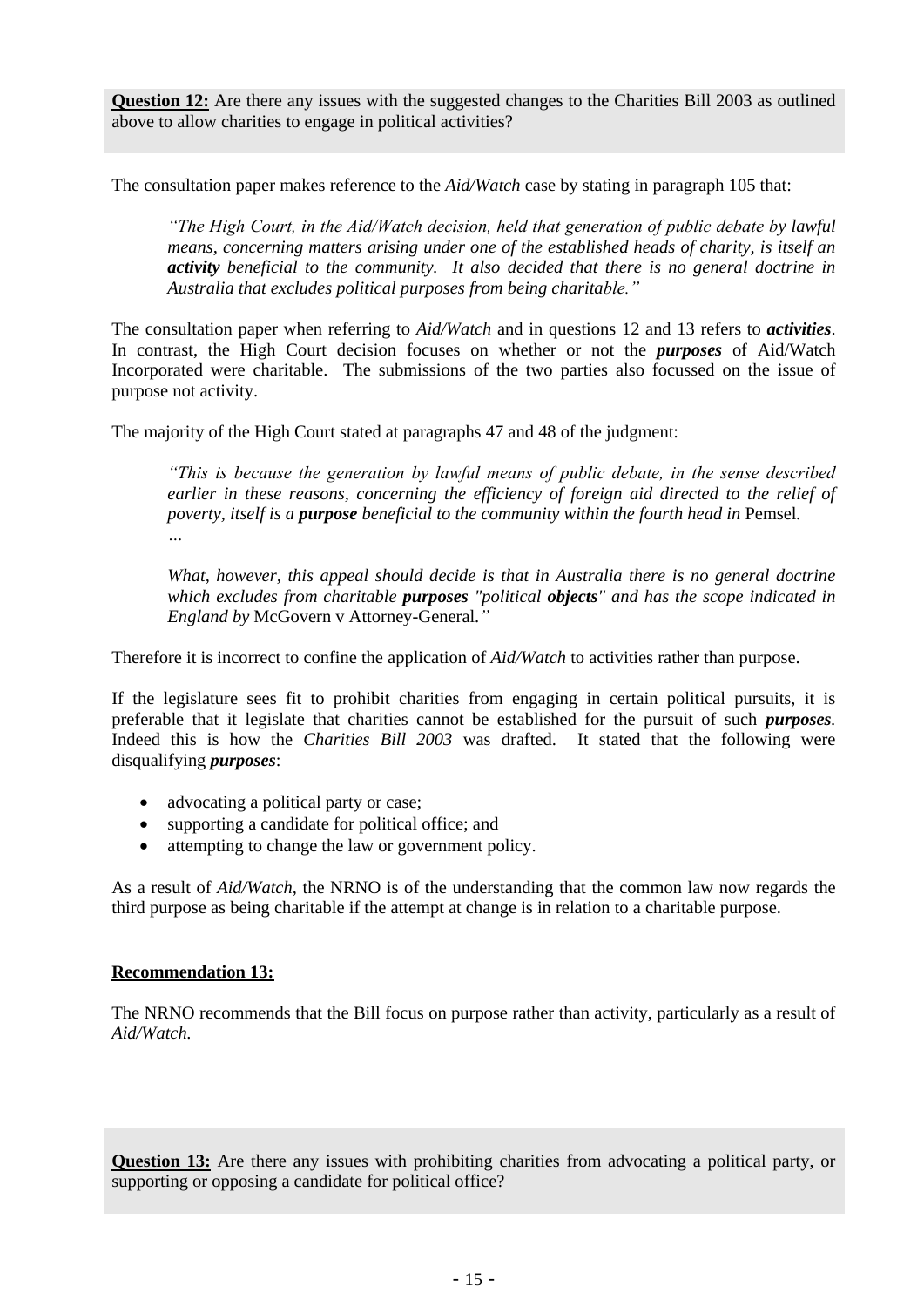**Question 12:** Are there any issues with the suggested changes to the Charities Bill 2003 as outlined above to allow charities to engage in political activities?

The consultation paper makes reference to the *Aid/Watch* case by stating in paragraph 105 that:

> *"The High Court, in the Aid/Watch decision, held that generation of public debate by lawful means, concerning matters arising under one of the established heads of charity, is itself an **activity** beneficial to the community. It also decided that there is no general doctrine in Australia that excludes political purposes from being charitable."*

The consultation paper when referring to *Aid/Watch* and in questions 12 and 13 refers to ***activities***. In contrast, the High Court decision focuses on whether or not the ***purposes*** of Aid/Watch Incorporated were charitable. The submissions of the two parties also focussed on the issue of purpose not activity.

The majority of the High Court stated at paragraphs 47 and 48 of the judgment:

> *"This is because the generation by lawful means of public debate, in the sense described earlier in these reasons, concerning the efficiency of foreign aid directed to the relief of poverty, itself is a **purpose** beneficial to the community within the fourth head in* Pemsel*.*
>
> *…*
>
> *What, however, this appeal should decide is that in Australia there is no general doctrine which excludes from charitable **purposes** "political **objects**" and has the scope indicated in England by* McGovern v Attorney-General*."*

Therefore it is incorrect to confine the application of *Aid/Watch* to activities rather than purpose.

If the legislature sees fit to prohibit charities from engaging in certain political pursuits, it is preferable that it legislate that charities cannot be established for the pursuit of such ***purposes***. Indeed this is how the *Charities Bill 2003* was drafted. It stated that the following were disqualifying ***purposes***:

- advocating a political party or case;
- supporting a candidate for political office; and
- attempting to change the law or government policy.

As a result of *Aid/Watch*, the NRNO is of the understanding that the common law now regards the third purpose as being charitable if the attempt at change is in relation to a charitable purpose.

**Recommendation 13:**

The NRNO recommends that the Bill focus on purpose rather than activity, particularly as a result of *Aid/Watch.*

**Question 13:** Are there any issues with prohibiting charities from advocating a political party, or supporting or opposing a candidate for political office?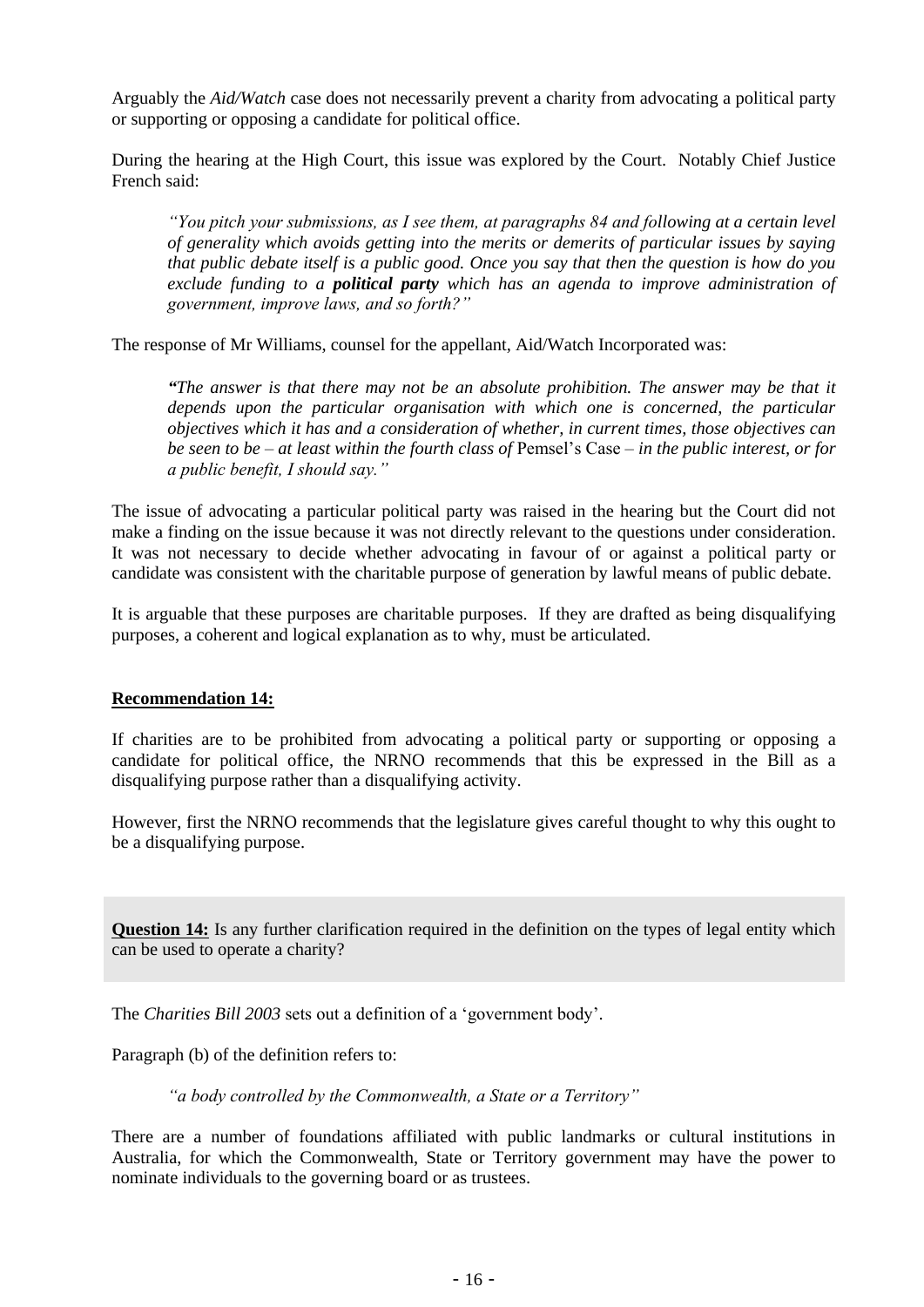Arguably the *Aid/Watch* case does not necessarily prevent a charity from advocating a political party or supporting or opposing a candidate for political office.

During the hearing at the High Court, this issue was explored by the Court. Notably Chief Justice French said:

> *"You pitch your submissions, as I see them, at paragraphs 84 and following at a certain level of generality which avoids getting into the merits or demerits of particular issues by saying that public debate itself is a public good. Once you say that then the question is how do you exclude funding to a* ***political party*** *which has an agenda to improve administration of government, improve laws, and so forth?"*

The response of Mr Williams, counsel for the appellant, Aid/Watch Incorporated was:

> ***"****The answer is that there may not be an absolute prohibition. The answer may be that it depends upon the particular organisation with which one is concerned, the particular objectives which it has and a consideration of whether, in current times, those objectives can be seen to be – at least within the fourth class of* Pemsel's Case *– in the public interest, or for a public benefit, I should say."*

The issue of advocating a particular political party was raised in the hearing but the Court did not make a finding on the issue because it was not directly relevant to the questions under consideration. It was not necessary to decide whether advocating in favour of or against a political party or candidate was consistent with the charitable purpose of generation by lawful means of public debate.

It is arguable that these purposes are charitable purposes. If they are drafted as being disqualifying purposes, a coherent and logical explanation as to why, must be articulated.

**Recommendation 14:**

If charities are to be prohibited from advocating a political party or supporting or opposing a candidate for political office, the NRNO recommends that this be expressed in the Bill as a disqualifying purpose rather than a disqualifying activity.

However, first the NRNO recommends that the legislature gives careful thought to why this ought to be a disqualifying purpose.

**Question 14:** Is any further clarification required in the definition on the types of legal entity which can be used to operate a charity?

The *Charities Bill 2003* sets out a definition of a 'government body'.

Paragraph (b) of the definition refers to:

> *"a body controlled by the Commonwealth, a State or a Territory"*

There are a number of foundations affiliated with public landmarks or cultural institutions in Australia, for which the Commonwealth, State or Territory government may have the power to nominate individuals to the governing board or as trustees.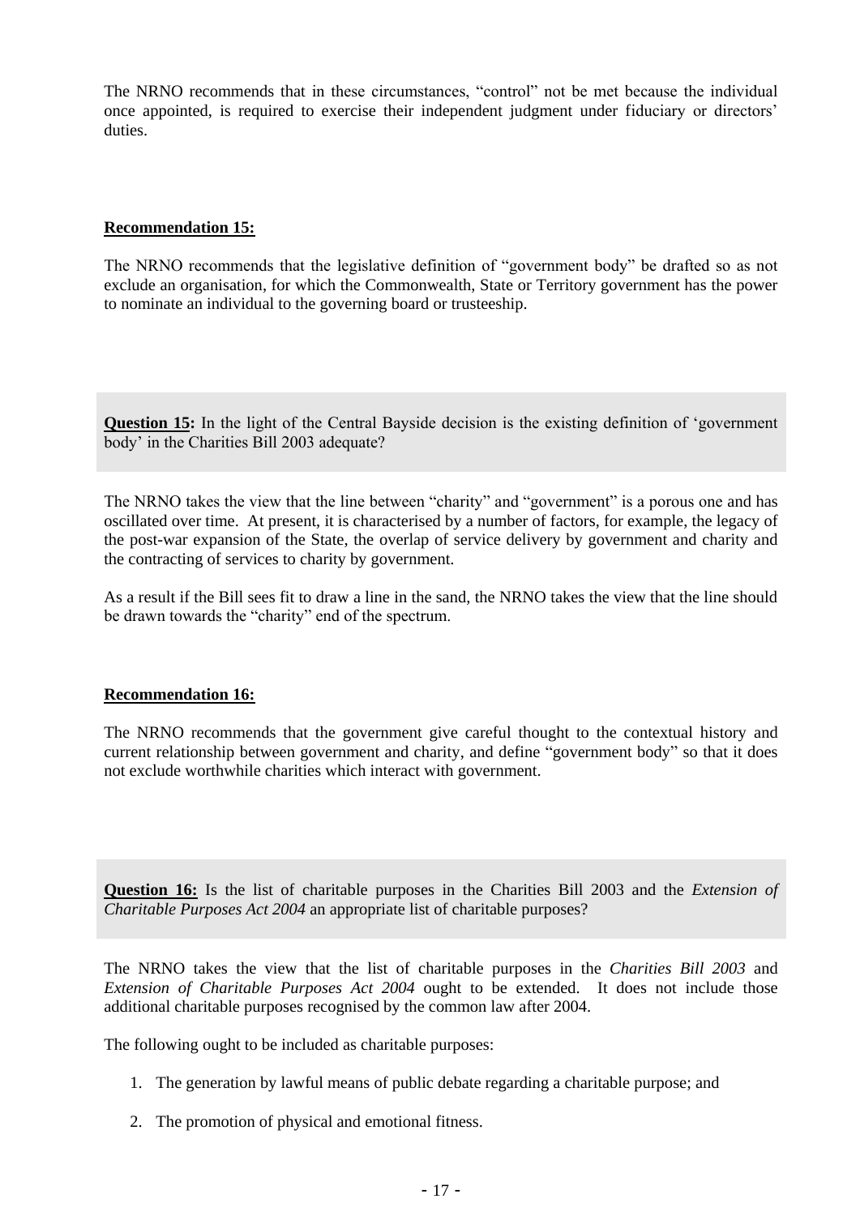The NRNO recommends that in these circumstances, "control" not be met because the individual once appointed, is required to exercise their independent judgment under fiduciary or directors' duties.

**Recommendation 15:**

The NRNO recommends that the legislative definition of "government body" be drafted so as not exclude an organisation, for which the Commonwealth, State or Territory government has the power to nominate an individual to the governing board or trusteeship.

**Question 15:** In the light of the Central Bayside decision is the existing definition of 'government body' in the Charities Bill 2003 adequate?

The NRNO takes the view that the line between "charity" and "government" is a porous one and has oscillated over time. At present, it is characterised by a number of factors, for example, the legacy of the post-war expansion of the State, the overlap of service delivery by government and charity and the contracting of services to charity by government.

As a result if the Bill sees fit to draw a line in the sand, the NRNO takes the view that the line should be drawn towards the "charity" end of the spectrum.

**Recommendation 16:**

The NRNO recommends that the government give careful thought to the contextual history and current relationship between government and charity, and define "government body" so that it does not exclude worthwhile charities which interact with government.

**Question 16:** Is the list of charitable purposes in the Charities Bill 2003 and the *Extension of Charitable Purposes Act 2004* an appropriate list of charitable purposes?

The NRNO takes the view that the list of charitable purposes in the *Charities Bill 2003* and *Extension of Charitable Purposes Act 2004* ought to be extended. It does not include those additional charitable purposes recognised by the common law after 2004.

The following ought to be included as charitable purposes:

1. The generation by lawful means of public debate regarding a charitable purpose; and
2. The promotion of physical and emotional fitness.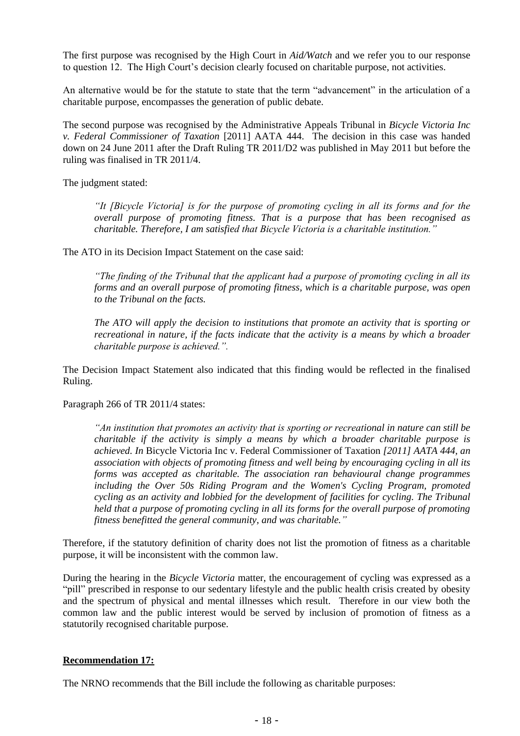The first purpose was recognised by the High Court in *Aid/Watch* and we refer you to our response to question 12. The High Court's decision clearly focused on charitable purpose, not activities.

An alternative would be for the statute to state that the term "advancement" in the articulation of a charitable purpose, encompasses the generation of public debate.

The second purpose was recognised by the Administrative Appeals Tribunal in *Bicycle Victoria Inc v. Federal Commissioner of Taxation* [2011] AATA 444. The decision in this case was handed down on 24 June 2011 after the Draft Ruling TR 2011/D2 was published in May 2011 but before the ruling was finalised in TR 2011/4.

The judgment stated:

> *"It [Bicycle Victoria] is for the purpose of promoting cycling in all its forms and for the overall purpose of promoting fitness. That is a purpose that has been recognised as charitable. Therefore, I am satisfied that Bicycle Victoria is a charitable institution."*

The ATO in its Decision Impact Statement on the case said:

> *"The finding of the Tribunal that the applicant had a purpose of promoting cycling in all its forms and an overall purpose of promoting fitness, which is a charitable purpose, was open to the Tribunal on the facts.*
>
> *The ATO will apply the decision to institutions that promote an activity that is sporting or recreational in nature, if the facts indicate that the activity is a means by which a broader charitable purpose is achieved.".*

The Decision Impact Statement also indicated that this finding would be reflected in the finalised Ruling.

Paragraph 266 of TR 2011/4 states:

> *"An institution that promotes an activity that is sporting or recreational in nature can still be charitable if the activity is simply a means by which a broader charitable purpose is achieved. In* Bicycle Victoria Inc v. Federal Commissioner of Taxation *[2011] AATA 444, an association with objects of promoting fitness and well being by encouraging cycling in all its forms was accepted as charitable. The association ran behavioural change programmes including the Over 50s Riding Program and the Women's Cycling Program, promoted cycling as an activity and lobbied for the development of facilities for cycling. The Tribunal held that a purpose of promoting cycling in all its forms for the overall purpose of promoting fitness benefitted the general community, and was charitable."*

Therefore, if the statutory definition of charity does not list the promotion of fitness as a charitable purpose, it will be inconsistent with the common law.

During the hearing in the *Bicycle Victoria* matter, the encouragement of cycling was expressed as a "pill" prescribed in response to our sedentary lifestyle and the public health crisis created by obesity and the spectrum of physical and mental illnesses which result. Therefore in our view both the common law and the public interest would be served by inclusion of promotion of fitness as a statutorily recognised charitable purpose.

**Recommendation 17:**

The NRNO recommends that the Bill include the following as charitable purposes: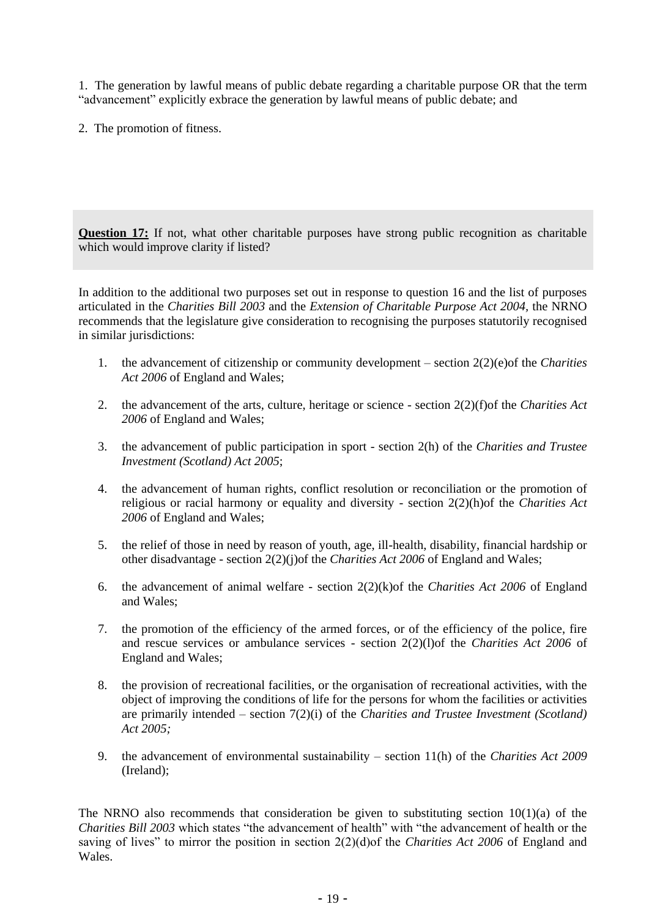1. The generation by lawful means of public debate regarding a charitable purpose OR that the term "advancement" explicitly exbrace the generation by lawful means of public debate; and

2. The promotion of fitness.

**Question 17:** If not, what other charitable purposes have strong public recognition as charitable which would improve clarity if listed?

In addition to the additional two purposes set out in response to question 16 and the list of purposes articulated in the *Charities Bill 2003* and the *Extension of Charitable Purpose Act 2004*, the NRNO recommends that the legislature give consideration to recognising the purposes statutorily recognised in similar jurisdictions:

1. the advancement of citizenship or community development – section 2(2)(e)of the *Charities Act 2006* of England and Wales;

2. the advancement of the arts, culture, heritage or science - section 2(2)(f)of the *Charities Act 2006* of England and Wales;

3. the advancement of public participation in sport - section 2(h) of the *Charities and Trustee Investment (Scotland) Act 2005*;

4. the advancement of human rights, conflict resolution or reconciliation or the promotion of religious or racial harmony or equality and diversity - section 2(2)(h)of the *Charities Act 2006* of England and Wales;

5. the relief of those in need by reason of youth, age, ill-health, disability, financial hardship or other disadvantage - section 2(2)(j)of the *Charities Act 2006* of England and Wales;

6. the advancement of animal welfare - section 2(2)(k)of the *Charities Act 2006* of England and Wales;

7. the promotion of the efficiency of the armed forces, or of the efficiency of the police, fire and rescue services or ambulance services - section 2(2)(l)of the *Charities Act 2006* of England and Wales;

8. the provision of recreational facilities, or the organisation of recreational activities, with the object of improving the conditions of life for the persons for whom the facilities or activities are primarily intended – section 7(2)(i) of the *Charities and Trustee Investment (Scotland) Act 2005;*

9. the advancement of environmental sustainability – section 11(h) of the *Charities Act 2009* (Ireland);

The NRNO also recommends that consideration be given to substituting section 10(1)(a) of the *Charities Bill 2003* which states "the advancement of health" with "the advancement of health or the saving of lives" to mirror the position in section 2(2)(d)of the *Charities Act 2006* of England and Wales.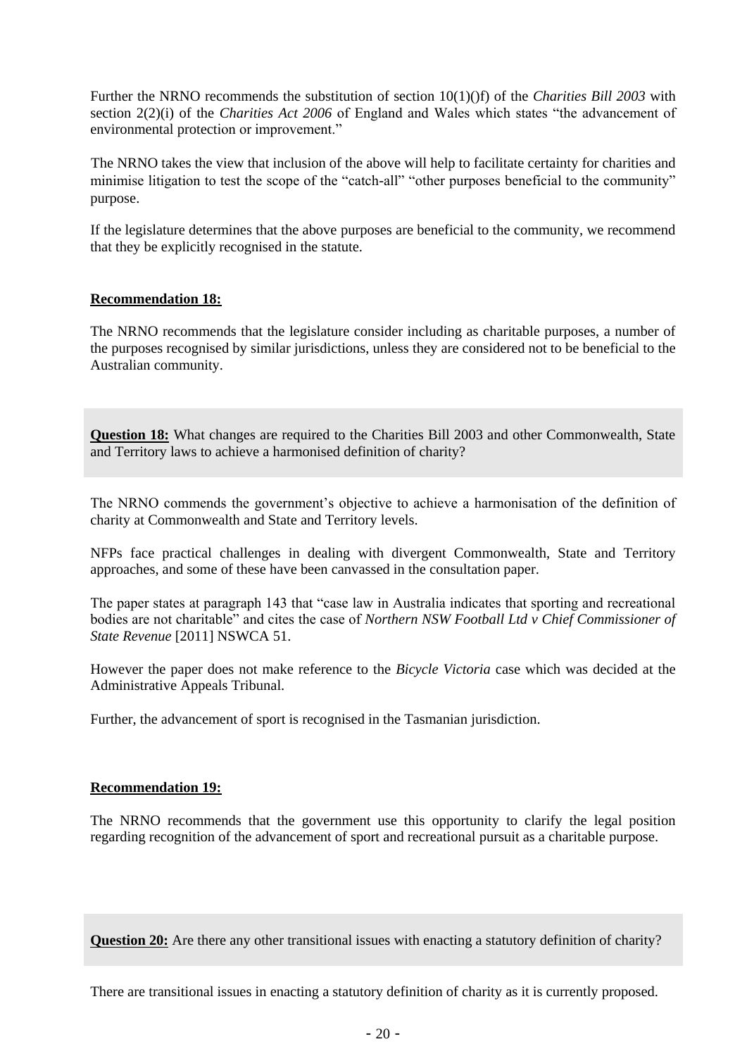Further the NRNO recommends the substitution of section 10(1)()f) of the *Charities Bill 2003* with section 2(2)(i) of the *Charities Act 2006* of England and Wales which states "the advancement of environmental protection or improvement."

The NRNO takes the view that inclusion of the above will help to facilitate certainty for charities and minimise litigation to test the scope of the "catch-all" "other purposes beneficial to the community" purpose.

If the legislature determines that the above purposes are beneficial to the community, we recommend that they be explicitly recognised in the statute.

**Recommendation 18:**

The NRNO recommends that the legislature consider including as charitable purposes, a number of the purposes recognised by similar jurisdictions, unless they are considered not to be beneficial to the Australian community.

**Question 18:** What changes are required to the Charities Bill 2003 and other Commonwealth, State and Territory laws to achieve a harmonised definition of charity?

The NRNO commends the government's objective to achieve a harmonisation of the definition of charity at Commonwealth and State and Territory levels.

NFPs face practical challenges in dealing with divergent Commonwealth, State and Territory approaches, and some of these have been canvassed in the consultation paper.

The paper states at paragraph 143 that "case law in Australia indicates that sporting and recreational bodies are not charitable" and cites the case of *Northern NSW Football Ltd v Chief Commissioner of State Revenue* [2011] NSWCA 51.

However the paper does not make reference to the *Bicycle Victoria* case which was decided at the Administrative Appeals Tribunal.

Further, the advancement of sport is recognised in the Tasmanian jurisdiction.

**Recommendation 19:**

The NRNO recommends that the government use this opportunity to clarify the legal position regarding recognition of the advancement of sport and recreational pursuit as a charitable purpose.

**Question 20:** Are there any other transitional issues with enacting a statutory definition of charity?

There are transitional issues in enacting a statutory definition of charity as it is currently proposed.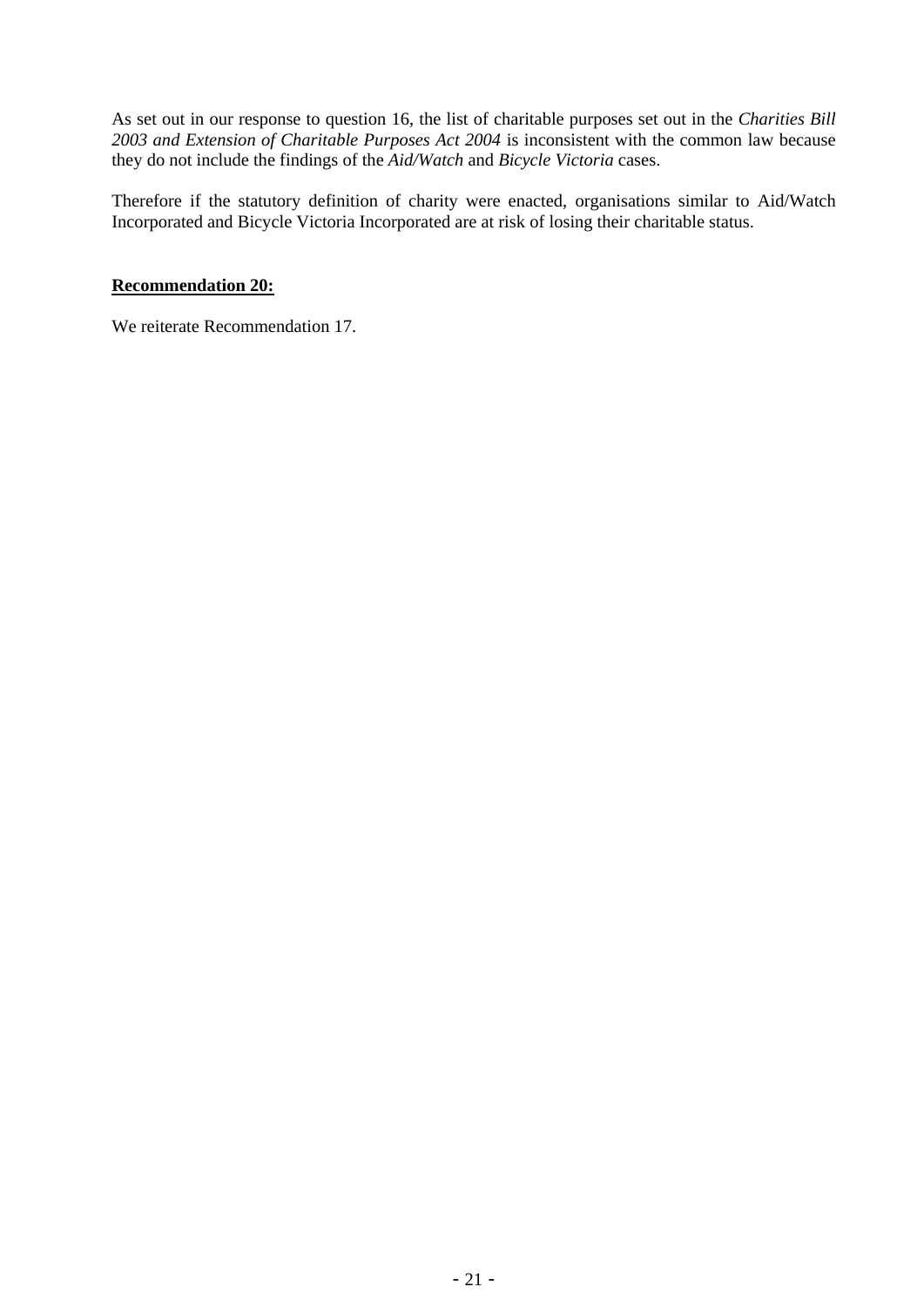As set out in our response to question 16, the list of charitable purposes set out in the *Charities Bill 2003 and Extension of Charitable Purposes Act 2004* is inconsistent with the common law because they do not include the findings of the *Aid/Watch* and *Bicycle Victoria* cases.

Therefore if the statutory definition of charity were enacted, organisations similar to Aid/Watch Incorporated and Bicycle Victoria Incorporated are at risk of losing their charitable status.

**Recommendation 20:**

We reiterate Recommendation 17.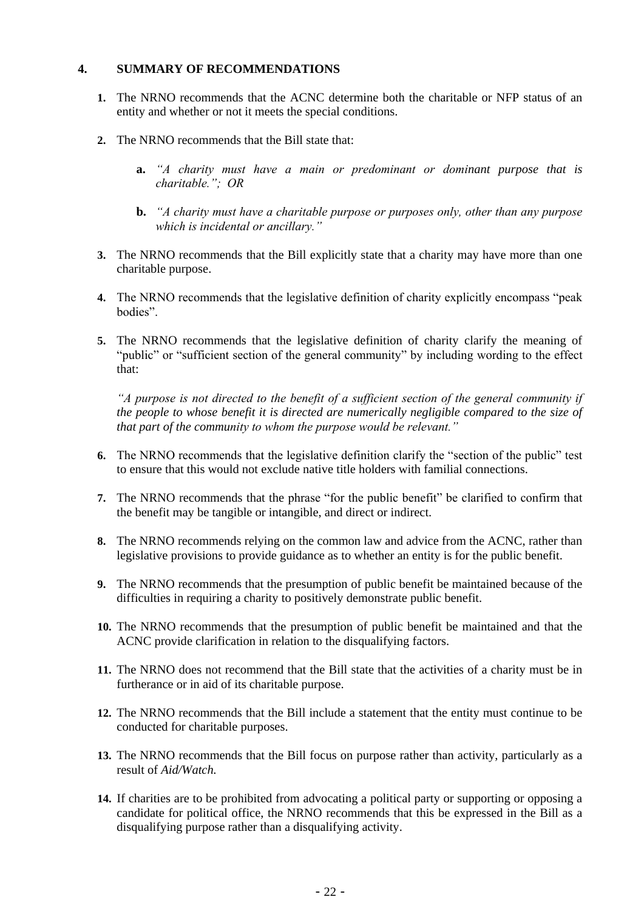## 4. SUMMARY OF RECOMMENDATIONS

**1.** The NRNO recommends that the ACNC determine both the charitable or NFP status of an entity and whether or not it meets the special conditions.

**2.** The NRNO recommends that the Bill state that:

> **a.** *"A charity must have a main or predominant or dominant purpose that is charitable."; OR*
>
> **b.** *"A charity must have a charitable purpose or purposes only, other than any purpose which is incidental or ancillary."*

**3.** The NRNO recommends that the Bill explicitly state that a charity may have more than one charitable purpose.

**4.** The NRNO recommends that the legislative definition of charity explicitly encompass "peak bodies".

**5.** The NRNO recommends that the legislative definition of charity clarify the meaning of "public" or "sufficient section of the general community" by including wording to the effect that:

*"A purpose is not directed to the benefit of a sufficient section of the general community if the people to whose benefit it is directed are numerically negligible compared to the size of that part of the community to whom the purpose would be relevant."*

**6.** The NRNO recommends that the legislative definition clarify the "section of the public" test to ensure that this would not exclude native title holders with familial connections.

**7.** The NRNO recommends that the phrase "for the public benefit" be clarified to confirm that the benefit may be tangible or intangible, and direct or indirect.

**8.** The NRNO recommends relying on the common law and advice from the ACNC, rather than legislative provisions to provide guidance as to whether an entity is for the public benefit.

**9.** The NRNO recommends that the presumption of public benefit be maintained because of the difficulties in requiring a charity to positively demonstrate public benefit.

**10.** The NRNO recommends that the presumption of public benefit be maintained and that the ACNC provide clarification in relation to the disqualifying factors.

**11.** The NRNO does not recommend that the Bill state that the activities of a charity must be in furtherance or in aid of its charitable purpose.

**12.** The NRNO recommends that the Bill include a statement that the entity must continue to be conducted for charitable purposes.

**13.** The NRNO recommends that the Bill focus on purpose rather than activity, particularly as a result of *Aid/Watch.*

**14.** If charities are to be prohibited from advocating a political party or supporting or opposing a candidate for political office, the NRNO recommends that this be expressed in the Bill as a disqualifying purpose rather than a disqualifying activity.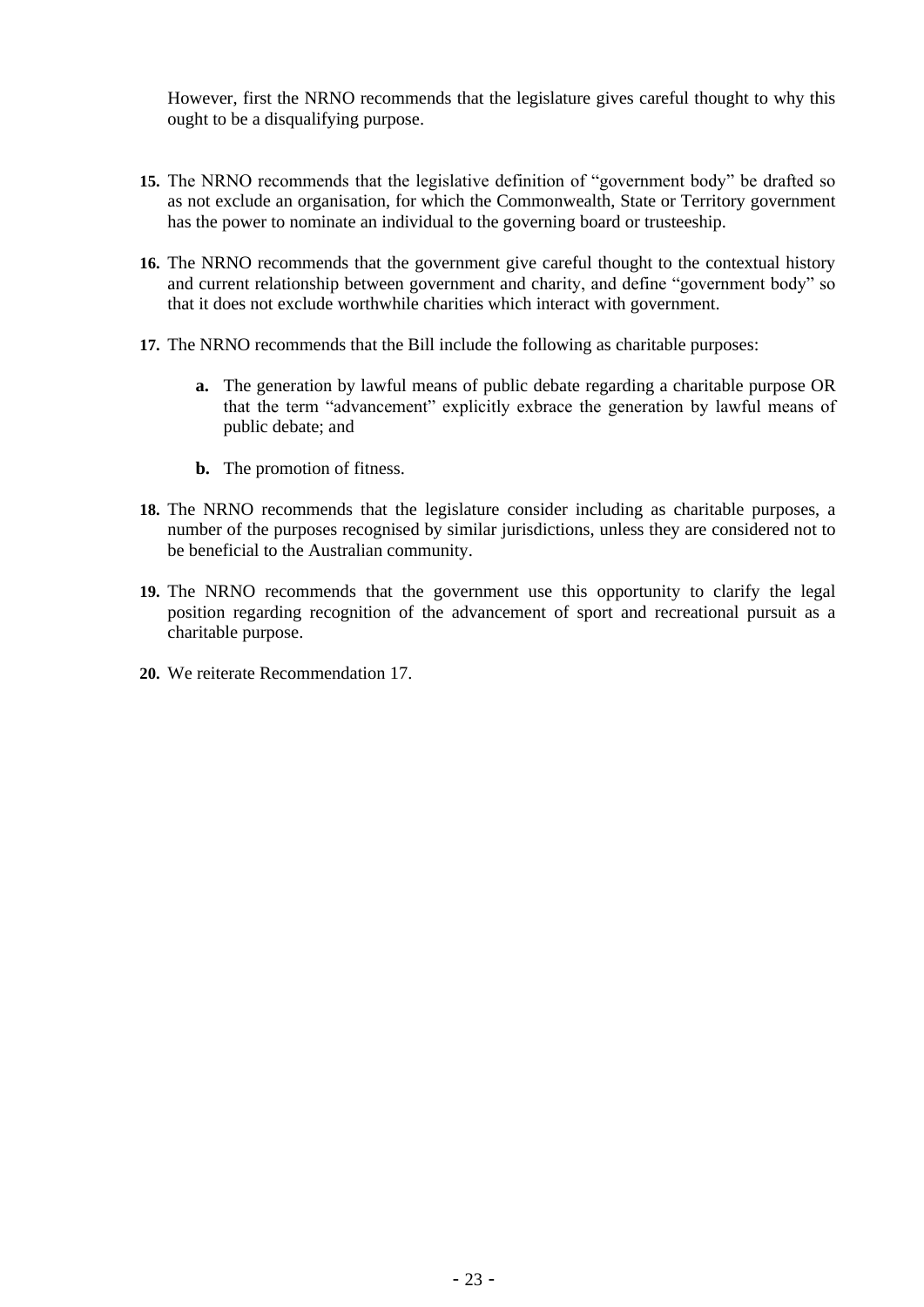However, first the NRNO recommends that the legislature gives careful thought to why this ought to be a disqualifying purpose.

**15.** The NRNO recommends that the legislative definition of “government body” be drafted so as not exclude an organisation, for which the Commonwealth, State or Territory government has the power to nominate an individual to the governing board or trusteeship.

**16.** The NRNO recommends that the government give careful thought to the contextual history and current relationship between government and charity, and define “government body” so that it does not exclude worthwhile charities which interact with government.

**17.** The NRNO recommends that the Bill include the following as charitable purposes:

   **a.** The generation by lawful means of public debate regarding a charitable purpose OR that the term “advancement” explicitly exbrace the generation by lawful means of public debate; and

   **b.** The promotion of fitness.

**18.** The NRNO recommends that the legislature consider including as charitable purposes, a number of the purposes recognised by similar jurisdictions, unless they are considered not to be beneficial to the Australian community.

**19.** The NRNO recommends that the government use this opportunity to clarify the legal position regarding recognition of the advancement of sport and recreational pursuit as a charitable purpose.

**20.** We reiterate Recommendation 17.